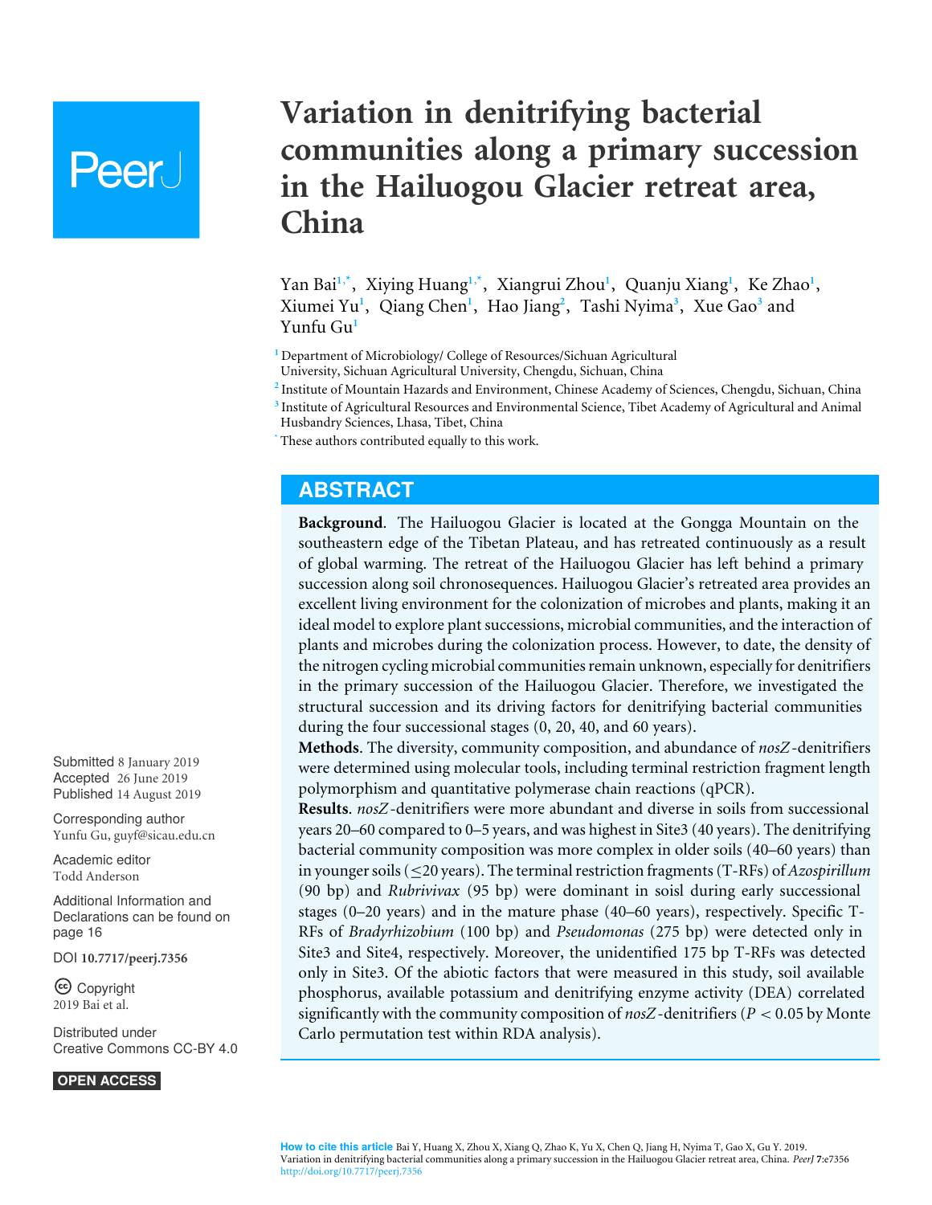# Variation in denitrifying bacterial communities along a primary succession in the Hailuogou Glacier retreat area, China

Yan Bai[1,*], Xiying Huang[1,*], Xiangrui Zhou[1], Quanju Xiang[1], Ke Zhao[1], Xiumei Yu[1], Qiang Chen[1], Hao Jiang[2], Tashi Nyima[3], Xue Gao[3] and Yunfu Gu[1]

[1] Department of Microbiology/ College of Resources/Sichuan Agricultural University, Sichuan Agricultural University, Chengdu, Sichuan, China

[2] Institute of Mountain Hazards and Environment, Chinese Academy of Sciences, Chengdu, Sichuan, China

[3] Institute of Agricultural Resources and Environmental Science, Tibet Academy of Agricultural and Animal Husbandry Sciences, Lhasa, Tibet, China

[*] These authors contributed equally to this work.

## ABSTRACT

**Background**. The Hailuogou Glacier is located at the Gongga Mountain on the southeastern edge of the Tibetan Plateau, and has retreated continuously as a result of global warming. The retreat of the Hailuogou Glacier has left behind a primary succession along soil chronosequences. Hailuogou Glacier's retreated area provides an excellent living environment for the colonization of microbes and plants, making it an ideal model to explore plant successions, microbial communities, and the interaction of plants and microbes during the colonization process. However, to date, the density of the nitrogen cycling microbial communities remain unknown, especially for denitrifiers in the primary succession of the Hailuogou Glacier. Therefore, we investigated the structural succession and its driving factors for denitrifying bacterial communities during the four successional stages (0, 20, 40, and 60 years).

**Methods**. The diversity, community composition, and abundance of *nosZ*-denitrifiers were determined using molecular tools, including terminal restriction fragment length polymorphism and quantitative polymerase chain reactions (qPCR).

**Results**. *nosZ*-denitrifiers were more abundant and diverse in soils from successional years 20–60 compared to 0–5 years, and was highest in Site3 (40 years). The denitrifying bacterial community composition was more complex in older soils (40–60 years) than in younger soils ($\leq$20 years). The terminal restriction fragments (T-RFs) of *Azospirillum* (90 bp) and *Rubrivivax* (95 bp) were dominant in soisl during early successional stages (0–20 years) and in the mature phase (40–60 years), respectively. Specific T-RFs of *Bradyrhizobium* (100 bp) and *Pseudomonas* (275 bp) were detected only in Site3 and Site4, respectively. Moreover, the unidentified 175 bp T-RFs was detected only in Site3. Of the abiotic factors that were measured in this study, soil available phosphorus, available potassium and denitrifying enzyme activity (DEA) correlated significantly with the community composition of *nosZ*-denitrifiers ($P < 0.05$ by Monte Carlo permutation test within RDA analysis).

Submitted 8 January 2019
Accepted 26 June 2019
Published 14 August 2019

Corresponding author
Yunfu Gu, guyf@sicau.edu.cn

Academic editor
Todd Anderson

Additional Information and Declarations can be found on page 16

DOI 10.7717/peerj.7356

Copyright
2019 Bai et al.

Distributed under
Creative Commons CC-BY 4.0

OPEN ACCESS

**How to cite this article** Bai Y, Huang X, Zhou X, Xiang Q, Zhao K, Yu X, Chen Q, Jiang H, Nyima T, Gao X, Gu Y. 2019. Variation in denitrifying bacterial communities along a primary succession in the Hailuogou Glacier retreat area, China. *PeerJ* 7:e7356 http://doi.org/10.7717/peerj.7356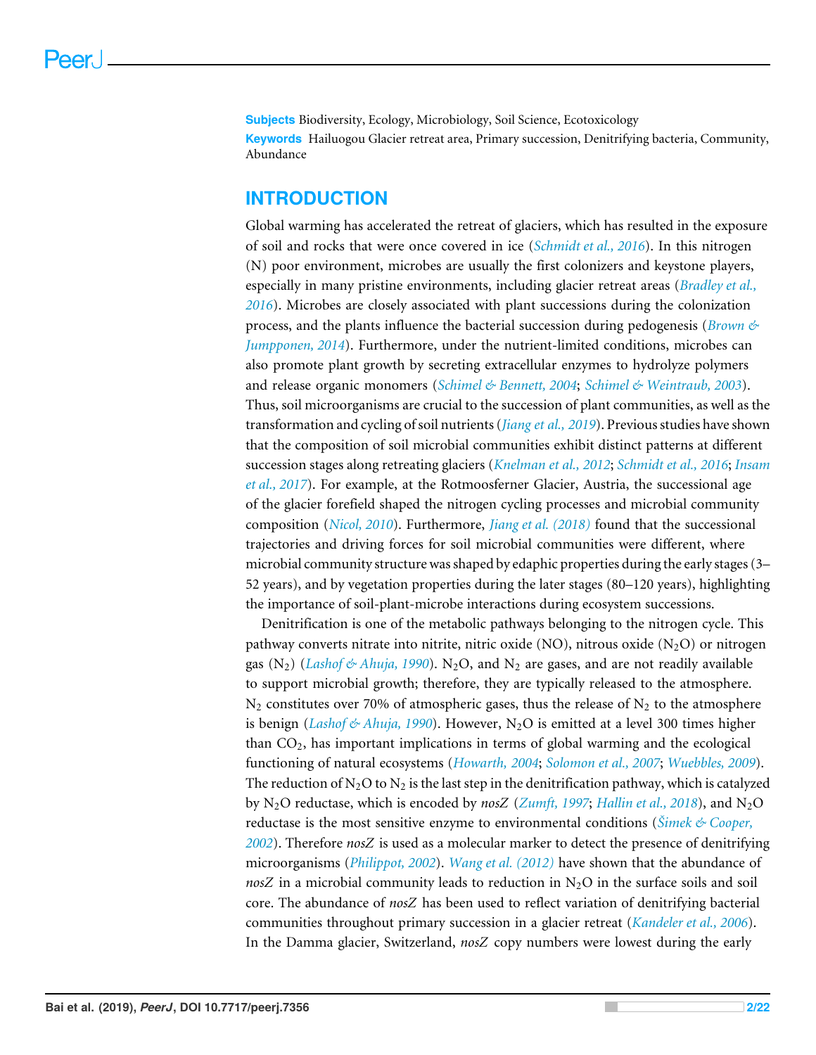**Subjects** Biodiversity, Ecology, Microbiology, Soil Science, Ecotoxicology
**Keywords** Hailuogou Glacier retreat area, Primary succession, Denitrifying bacteria, Community, Abundance

## INTRODUCTION

Global warming has accelerated the retreat of glaciers, which has resulted in the exposure of soil and rocks that were once covered in ice (*Schmidt et al., 2016*). In this nitrogen (N) poor environment, microbes are usually the first colonizers and keystone players, especially in many pristine environments, including glacier retreat areas (*Bradley et al., 2016*). Microbes are closely associated with plant successions during the colonization process, and the plants influence the bacterial succession during pedogenesis (*Brown & Jumpponen, 2014*). Furthermore, under the nutrient-limited conditions, microbes can also promote plant growth by secreting extracellular enzymes to hydrolyze polymers and release organic monomers (*Schimel & Bennett, 2004*; *Schimel & Weintraub, 2003*). Thus, soil microorganisms are crucial to the succession of plant communities, as well as the transformation and cycling of soil nutrients (*Jiang et al., 2019*). Previous studies have shown that the composition of soil microbial communities exhibit distinct patterns at different succession stages along retreating glaciers (*Knelman et al., 2012*; *Schmidt et al., 2016*; *Insam et al., 2017*). For example, at the Rotmoosferner Glacier, Austria, the successional age of the glacier forefield shaped the nitrogen cycling processes and microbial community composition (*Nicol, 2010*). Furthermore, *Jiang et al. (2018)* found that the successional trajectories and driving forces for soil microbial communities were different, where microbial community structure was shaped by edaphic properties during the early stages (3–52 years), and by vegetation properties during the later stages (80–120 years), highlighting the importance of soil-plant-microbe interactions during ecosystem successions.

Denitrification is one of the metabolic pathways belonging to the nitrogen cycle. This pathway converts nitrate into nitrite, nitric oxide (NO), nitrous oxide ($N_2O$) or nitrogen gas ($N_2$) (*Lashof & Ahuja, 1990*). $N_2O$, and $N_2$ are gases, and are not readily available to support microbial growth; therefore, they are typically released to the atmosphere. $N_2$ constitutes over 70% of atmospheric gases, thus the release of $N_2$ to the atmosphere is benign (*Lashof & Ahuja, 1990*). However, $N_2O$ is emitted at a level 300 times higher than $CO_2$, has important implications in terms of global warming and the ecological functioning of natural ecosystems (*Howarth, 2004*; *Solomon et al., 2007*; *Wuebbles, 2009*). The reduction of $N_2O$ to $N_2$ is the last step in the denitrification pathway, which is catalyzed by $N_2O$ reductase, which is encoded by *nosZ* (*Zumft, 1997*; *Hallin et al., 2018*), and $N_2O$ reductase is the most sensitive enzyme to environmental conditions (*Šimek & Cooper, 2002*). Therefore *nosZ* is used as a molecular marker to detect the presence of denitrifying microorganisms (*Philippot, 2002*). *Wang et al. (2012)* have shown that the abundance of *nosZ* in a microbial community leads to reduction in $N_2O$ in the surface soils and soil core. The abundance of *nosZ* has been used to reflect variation of denitrifying bacterial communities throughout primary succession in a glacier retreat (*Kandeler et al., 2006*). In the Damma glacier, Switzerland, *nosZ* copy numbers were lowest during the early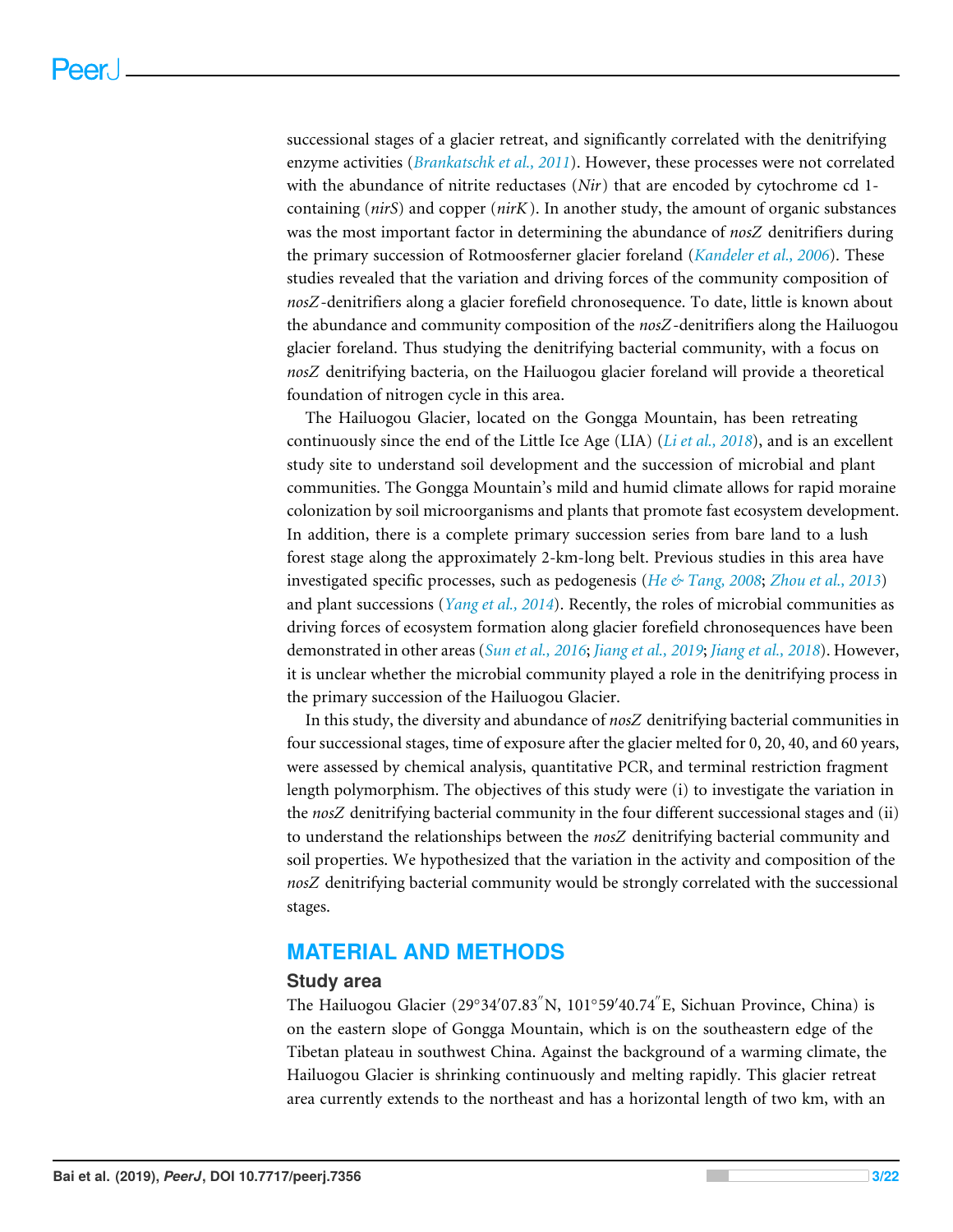successional stages of a glacier retreat, and significantly correlated with the denitrifying enzyme activities (*Brankatschk et al., 2011*). However, these processes were not correlated with the abundance of nitrite reductases (*Nir*) that are encoded by cytochrome cd 1-containing (*nirS*) and copper (*nirK*). In another study, the amount of organic substances was the most important factor in determining the abundance of *nosZ* denitrifiers during the primary succession of Rotmoosferner glacier foreland (*Kandeler et al., 2006*). These studies revealed that the variation and driving forces of the community composition of *nosZ*-denitrifiers along a glacier forefield chronosequence. To date, little is known about the abundance and community composition of the *nosZ*-denitrifiers along the Hailuogou glacier foreland. Thus studying the denitrifying bacterial community, with a focus on *nosZ* denitrifying bacteria, on the Hailuogou glacier foreland will provide a theoretical foundation of nitrogen cycle in this area.

The Hailuogou Glacier, located on the Gongga Mountain, has been retreating continuously since the end of the Little Ice Age (LIA) (*Li et al., 2018*), and is an excellent study site to understand soil development and the succession of microbial and plant communities. The Gongga Mountain's mild and humid climate allows for rapid moraine colonization by soil microorganisms and plants that promote fast ecosystem development. In addition, there is a complete primary succession series from bare land to a lush forest stage along the approximately 2-km-long belt. Previous studies in this area have investigated specific processes, such as pedogenesis (*He & Tang, 2008*; *Zhou et al., 2013*) and plant successions (*Yang et al., 2014*). Recently, the roles of microbial communities as driving forces of ecosystem formation along glacier forefield chronosequences have been demonstrated in other areas (*Sun et al., 2016*; *Jiang et al., 2019*; *Jiang et al., 2018*). However, it is unclear whether the microbial community played a role in the denitrifying process in the primary succession of the Hailuogou Glacier.

In this study, the diversity and abundance of *nosZ* denitrifying bacterial communities in four successional stages, time of exposure after the glacier melted for 0, 20, 40, and 60 years, were assessed by chemical analysis, quantitative PCR, and terminal restriction fragment length polymorphism. The objectives of this study were (i) to investigate the variation in the *nosZ* denitrifying bacterial community in the four different successional stages and (ii) to understand the relationships between the *nosZ* denitrifying bacterial community and soil properties. We hypothesized that the variation in the activity and composition of the *nosZ* denitrifying bacterial community would be strongly correlated with the successional stages.

## MATERIAL AND METHODS

### Study area

The Hailuogou Glacier (29°34′07.83″N, 101°59′40.74″E, Sichuan Province, China) is on the eastern slope of Gongga Mountain, which is on the southeastern edge of the Tibetan plateau in southwest China. Against the background of a warming climate, the Hailuogou Glacier is shrinking continuously and melting rapidly. This glacier retreat area currently extends to the northeast and has a horizontal length of two km, with an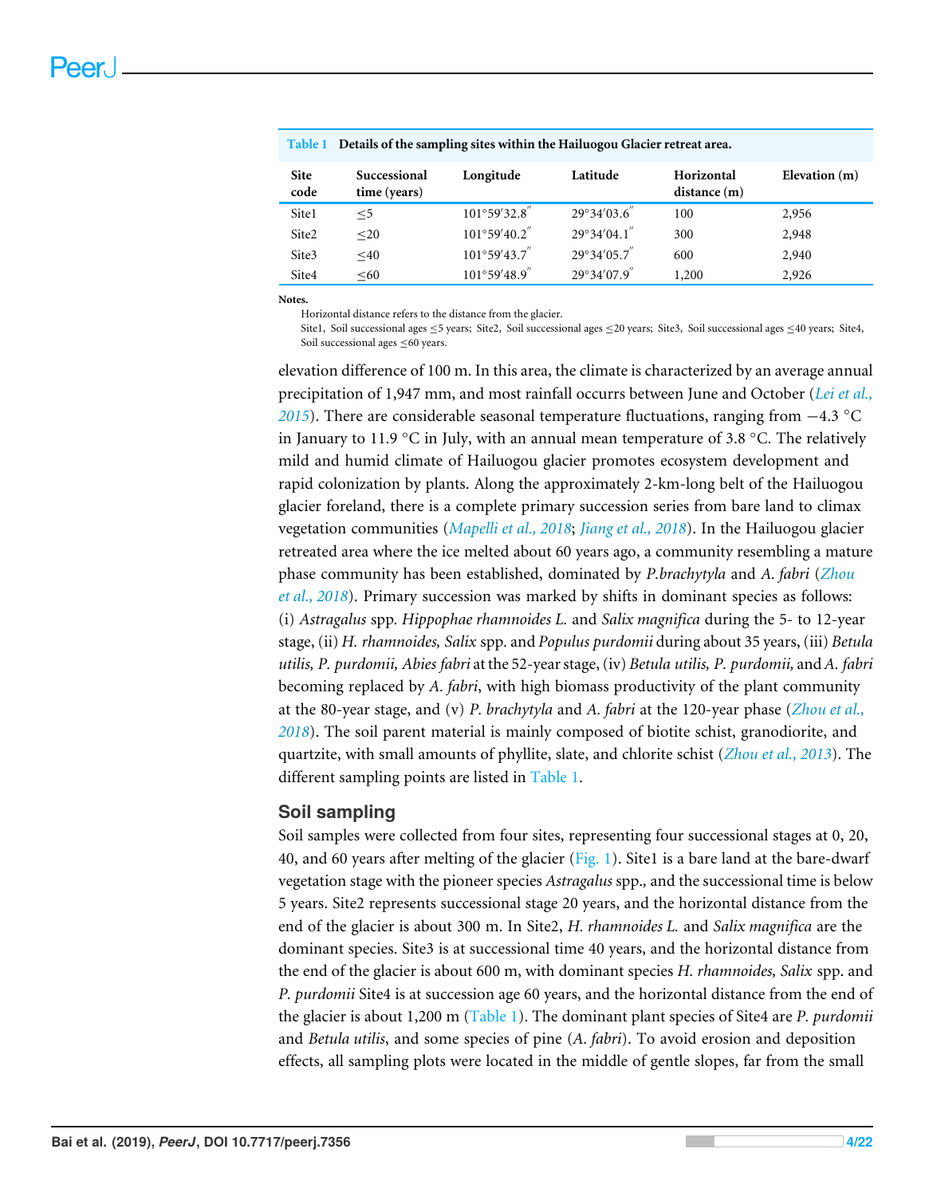**Table 1 Details of the sampling sites within the Hailuogou Glacier retreat area.**

| Site code | Successional time (years) | Longitude | Latitude | Horizontal distance (m) | Elevation (m) |
|---|---|---|---|---|---|
| Site1 | ≤5 | 101°59′32.8″ | 29°34′03.6″ | 100 | 2,956 |
| Site2 | ≤20 | 101°59′40.2″ | 29°34′04.1″ | 300 | 2,948 |
| Site3 | ≤40 | 101°59′43.7″ | 29°34′05.7″ | 600 | 2,940 |
| Site4 | ≤60 | 101°59′48.9″ | 29°34′07.9″ | 1,200 | 2,926 |

**Notes.**
Horizontal distance refers to the distance from the glacier.
Site1, Soil successional ages ≤5 years; Site2, Soil successional ages ≤20 years; Site3, Soil successional ages ≤40 years; Site4, Soil successional ages ≤60 years.

elevation difference of 100 m. In this area, the climate is characterized by an average annual precipitation of 1,947 mm, and most rainfall occurrs between June and October (Lei et al., 2015). There are considerable seasonal temperature fluctuations, ranging from −4.3 °C in January to 11.9 °C in July, with an annual mean temperature of 3.8 °C. The relatively mild and humid climate of Hailuogou glacier promotes ecosystem development and rapid colonization by plants. Along the approximately 2-km-long belt of the Hailuogou glacier foreland, there is a complete primary succession series from bare land to climax vegetation communities (Mapelli et al., 2018; Jiang et al., 2018). In the Hailuogou glacier retreated area where the ice melted about 60 years ago, a community resembling a mature phase community has been established, dominated by *P.brachytyla* and *A. fabri* (Zhou et al., 2018). Primary succession was marked by shifts in dominant species as follows: (i) *Astragalus* spp. *Hippophae rhamnoides L.* and *Salix magnifica* during the 5- to 12-year stage, (ii) *H. rhamnoides, Salix* spp. and *Populus purdomii* during about 35 years, (iii) *Betula utilis, P. purdomii, Abies fabri* at the 52-year stage, (iv) *Betula utilis, P. purdomii,* and *A. fabri* becoming replaced by *A. fabri*, with high biomass productivity of the plant community at the 80-year stage, and (v) *P. brachytyla* and *A. fabri* at the 120-year phase (Zhou et al., 2018). The soil parent material is mainly composed of biotite schist, granodiorite, and quartzite, with small amounts of phyllite, slate, and chlorite schist (Zhou et al., 2013). The different sampling points are listed in Table 1.

## Soil sampling

Soil samples were collected from four sites, representing four successional stages at 0, 20, 40, and 60 years after melting of the glacier (Fig. 1). Site1 is a bare land at the bare-dwarf vegetation stage with the pioneer species *Astragalus* spp., and the successional time is below 5 years. Site2 represents successional stage 20 years, and the horizontal distance from the end of the glacier is about 300 m. In Site2, *H. rhamnoides L.* and *Salix magnifica* are the dominant species. Site3 is at successional time 40 years, and the horizontal distance from the end of the glacier is about 600 m, with dominant species *H. rhamnoides, Salix* spp. and *P. purdomii* Site4 is at succession age 60 years, and the horizontal distance from the end of the glacier is about 1,200 m (Table 1). The dominant plant species of Site4 are *P. purdomii* and *Betula utilis*, and some species of pine (*A. fabri*). To avoid erosion and deposition effects, all sampling plots were located in the middle of gentle slopes, far from the small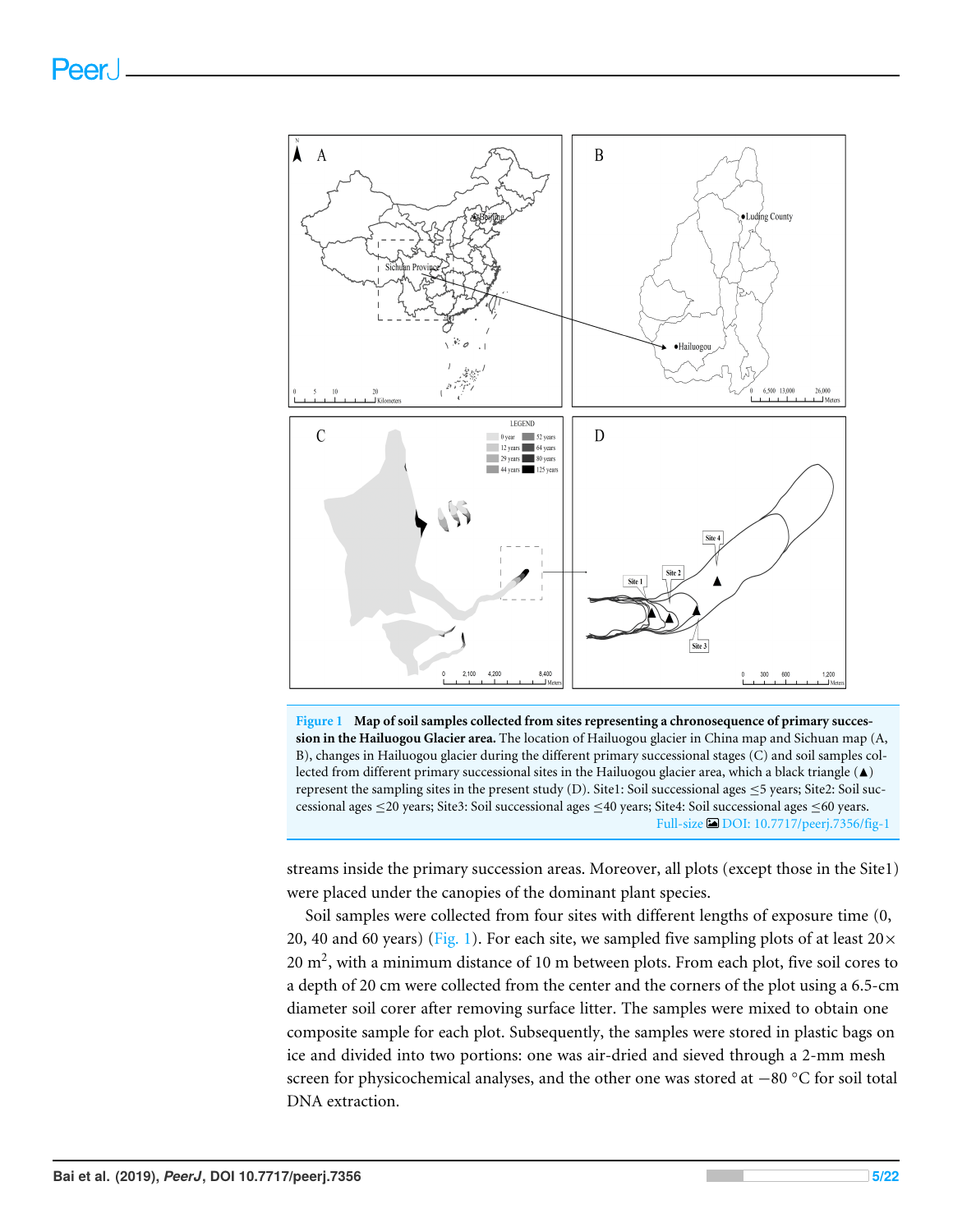**Figure 1 Map of soil samples collected from sites representing a chronosequence of primary succession in the Hailuogou Glacier area.** The location of Hailuogou glacier in China map and Sichuan map (A, B), changes in Hailuogou glacier during the different primary successional stages (C) and soil samples collected from different primary successional sites in the Hailuogou glacier area, which a black triangle (▲) represent the sampling sites in the present study (D). Site1: Soil successional ages ≤5 years; Site2: Soil successional ages ≤20 years; Site3: Soil successional ages ≤40 years; Site4: Soil successional ages ≤60 years.

Full-size DOI: 10.7717/peerj.7356/fig-1

streams inside the primary succession areas. Moreover, all plots (except those in the Site1) were placed under the canopies of the dominant plant species.

Soil samples were collected from four sites with different lengths of exposure time (0, 20, 40 and 60 years) (Fig. 1). For each site, we sampled five sampling plots of at least 20× 20 $m^2$, with a minimum distance of 10 m between plots. From each plot, five soil cores to a depth of 20 cm were collected from the center and the corners of the plot using a 6.5-cm diameter soil corer after removing surface litter. The samples were mixed to obtain one composite sample for each plot. Subsequently, the samples were stored in plastic bags on ice and divided into two portions: one was air-dried and sieved through a 2-mm mesh screen for physicochemical analyses, and the other one was stored at −80 °C for soil total DNA extraction.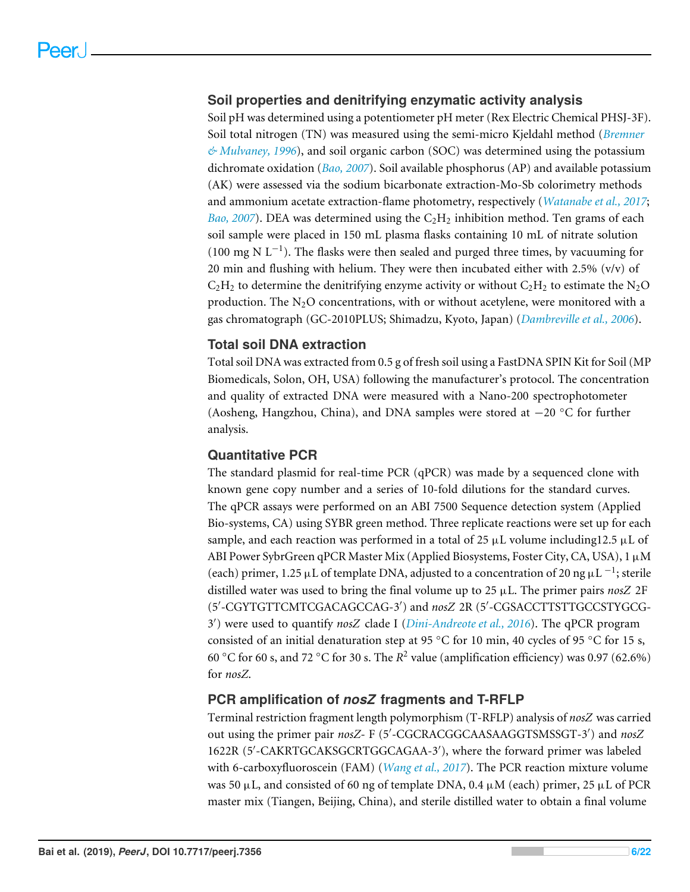### Soil properties and denitrifying enzymatic activity analysis

Soil pH was determined using a potentiometer pH meter (Rex Electric Chemical PHSJ-3F). Soil total nitrogen (TN) was measured using the semi-micro Kjeldahl method (*Bremner & Mulvaney, 1996*), and soil organic carbon (SOC) was determined using the potassium dichromate oxidation (*Bao, 2007*). Soil available phosphorus (AP) and available potassium (AK) were assessed via the sodium bicarbonate extraction-Mo-Sb colorimetry methods and ammonium acetate extraction-flame photometry, respectively (*Watanabe et al., 2017*; *Bao, 2007*). DEA was determined using the $C_2H_2$ inhibition method. Ten grams of each soil sample were placed in 150 mL plasma flasks containing 10 mL of nitrate solution (100 mg N $L^{-1}$). The flasks were then sealed and purged three times, by vacuuming for 20 min and flushing with helium. They were then incubated either with 2.5% (v/v) of $C_2H_2$ to determine the denitrifying enzyme activity or without $C_2H_2$ to estimate the $N_2O$ production. The $N_2O$ concentrations, with or without acetylene, were monitored with a gas chromatograph (GC-2010PLUS; Shimadzu, Kyoto, Japan) (*Dambreville et al., 2006*).

### Total soil DNA extraction

Total soil DNA was extracted from 0.5 g of fresh soil using a FastDNA SPIN Kit for Soil (MP Biomedicals, Solon, OH, USA) following the manufacturer's protocol. The concentration and quality of extracted DNA were measured with a Nano-200 spectrophotometer (Aosheng, Hangzhou, China), and DNA samples were stored at −20 °C for further analysis.

### Quantitative PCR

The standard plasmid for real-time PCR (qPCR) was made by a sequenced clone with known gene copy number and a series of 10-fold dilutions for the standard curves. The qPCR assays were performed on an ABI 7500 Sequence detection system (Applied Bio-systems, CA) using SYBR green method. Three replicate reactions were set up for each sample, and each reaction was performed in a total of 25 µL volume including12.5 µL of ABI Power SybrGreen qPCR Master Mix (Applied Biosystems, Foster City, CA, USA), 1 µM (each) primer, 1.25 µL of template DNA, adjusted to a concentration of 20 ng µL $^{-1}$; sterile distilled water was used to bring the final volume up to 25 µL. The primer pairs *nosZ* 2F (5′-CGYTGTTCMTCGACAGCCAG-3′) and *nosZ* 2R (5′-CGSACCTTSTTGCCSTYGCG-3′) were used to quantify *nosZ* clade I (*Dini-Andreote et al., 2016*). The qPCR program consisted of an initial denaturation step at 95 °C for 10 min, 40 cycles of 95 °C for 15 s, 60 °C for 60 s, and 72 °C for 30 s. The $R^2$ value (amplification efficiency) was 0.97 (62.6%) for *nosZ*.

### PCR amplification of *nosZ* fragments and T-RFLP

Terminal restriction fragment length polymorphism (T-RFLP) analysis of *nosZ* was carried out using the primer pair *nosZ*- F (5′-CGCRACGGCAASAAGGTSMSSGT-3′) and *nosZ* 1622R (5′-CAKRTGCAKSGCRTGGCAGAA-3′), where the forward primer was labeled with 6-carboxyfluoroscein (FAM) (*Wang et al., 2017*). The PCR reaction mixture volume was 50 µL, and consisted of 60 ng of template DNA, 0.4 µM (each) primer, 25 µL of PCR master mix (Tiangen, Beijing, China), and sterile distilled water to obtain a final volume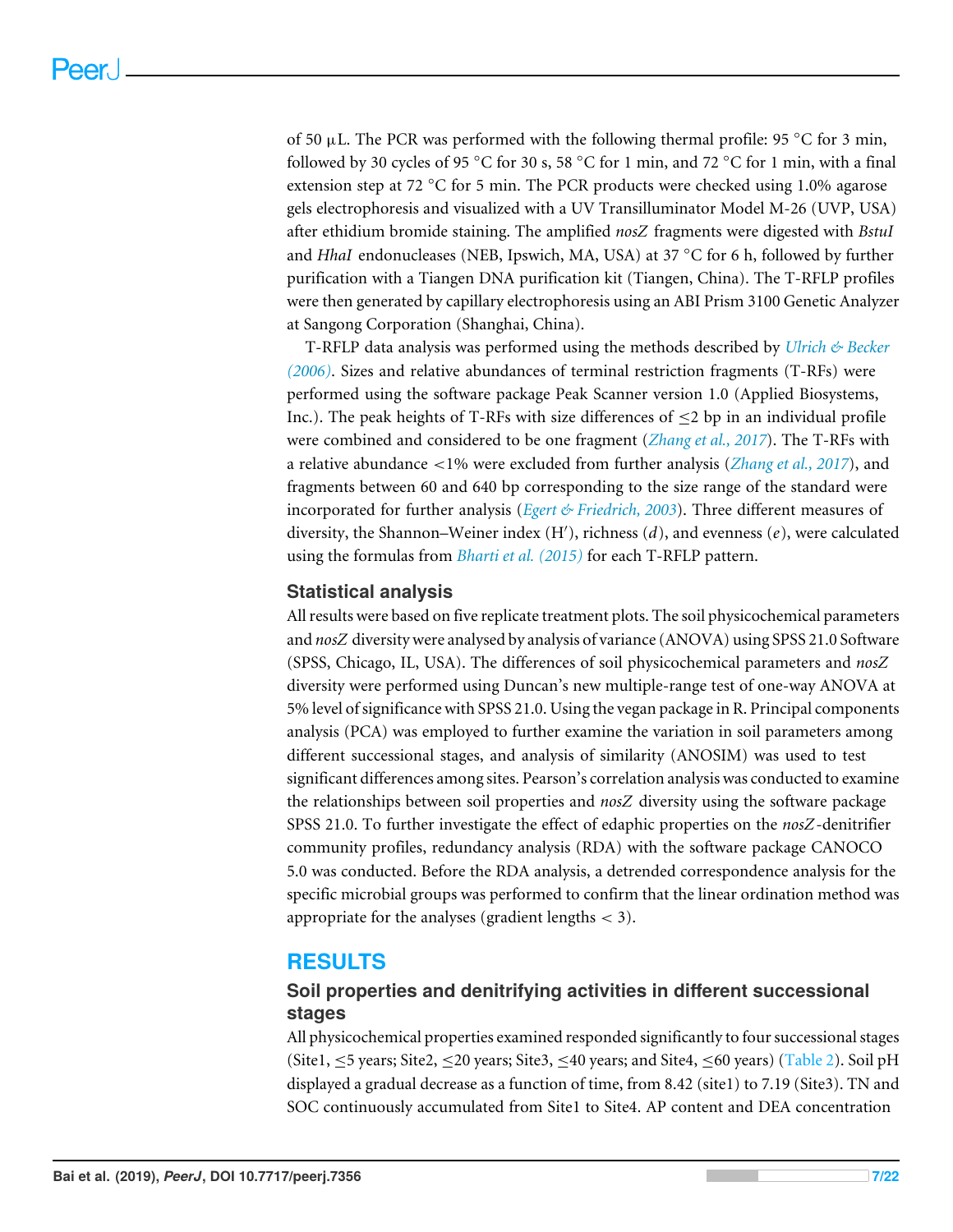of 50 μL. The PCR was performed with the following thermal profile: 95 °C for 3 min, followed by 30 cycles of 95 °C for 30 s, 58 °C for 1 min, and 72 °C for 1 min, with a final extension step at 72 °C for 5 min. The PCR products were checked using 1.0% agarose gels electrophoresis and visualized with a UV Transilluminator Model M-26 (UVP, USA) after ethidium bromide staining. The amplified *nosZ* fragments were digested with *BstuI* and *HhaI* endonucleases (NEB, Ipswich, MA, USA) at 37 °C for 6 h, followed by further purification with a Tiangen DNA purification kit (Tiangen, China). The T-RFLP profiles were then generated by capillary electrophoresis using an ABI Prism 3100 Genetic Analyzer at Sangong Corporation (Shanghai, China).

T-RFLP data analysis was performed using the methods described by *Ulrich & Becker (2006)*. Sizes and relative abundances of terminal restriction fragments (T-RFs) were performed using the software package Peak Scanner version 1.0 (Applied Biosystems, Inc.). The peak heights of T-RFs with size differences of ≤2 bp in an individual profile were combined and considered to be one fragment (*Zhang et al., 2017*). The T-RFs with a relative abundance <1% were excluded from further analysis (*Zhang et al., 2017*), and fragments between 60 and 640 bp corresponding to the size range of the standard were incorporated for further analysis (*Egert & Friedrich, 2003*). Three different measures of diversity, the Shannon–Weiner index (H′), richness (*d*), and evenness (*e*), were calculated using the formulas from *Bharti et al. (2015)* for each T-RFLP pattern.

### Statistical analysis

All results were based on five replicate treatment plots. The soil physicochemical parameters and *nosZ* diversity were analysed by analysis of variance (ANOVA) using SPSS 21.0 Software (SPSS, Chicago, IL, USA). The differences of soil physicochemical parameters and *nosZ* diversity were performed using Duncan's new multiple-range test of one-way ANOVA at 5% level of significance with SPSS 21.0. Using the vegan package in R. Principal components analysis (PCA) was employed to further examine the variation in soil parameters among different successional stages, and analysis of similarity (ANOSIM) was used to test significant differences among sites. Pearson's correlation analysis was conducted to examine the relationships between soil properties and *nosZ* diversity using the software package SPSS 21.0. To further investigate the effect of edaphic properties on the *nosZ*-denitrifier community profiles, redundancy analysis (RDA) with the software package CANOCO 5.0 was conducted. Before the RDA analysis, a detrended correspondence analysis for the specific microbial groups was performed to confirm that the linear ordination method was appropriate for the analyses (gradient lengths < 3).

## RESULTS

### Soil properties and denitrifying activities in different successional stages

All physicochemical properties examined responded significantly to four successional stages (Site1, ≤5 years; Site2, ≤20 years; Site3, ≤40 years; and Site4, ≤60 years) (Table 2). Soil pH displayed a gradual decrease as a function of time, from 8.42 (site1) to 7.19 (Site3). TN and SOC continuously accumulated from Site1 to Site4. AP content and DEA concentration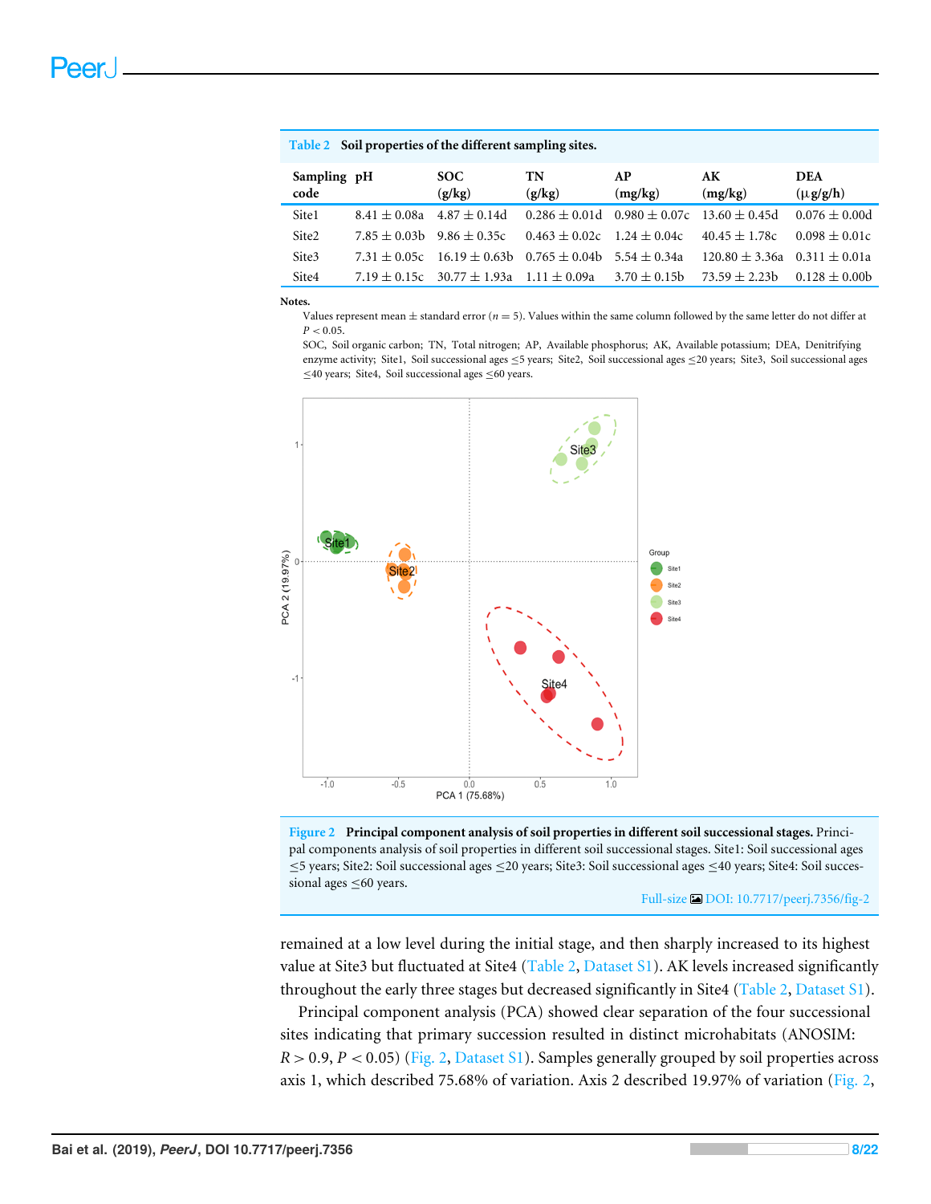**Table 2 Soil properties of the different sampling sites.**

| Sampling code | pH | SOC (g/kg) | TN (g/kg) | AP (mg/kg) | AK (mg/kg) | DEA (μg/g/h) |
|---|---|---|---|---|---|---|
| Site1 | 8.41 ± 0.08a | 4.87 ± 0.14d | 0.286 ± 0.01d | 0.980 ± 0.07c | 13.60 ± 0.45d | 0.076 ± 0.00d |
| Site2 | 7.85 ± 0.03b | 9.86 ± 0.35c | 0.463 ± 0.02c | 1.24 ± 0.04c | 40.45 ± 1.78c | 0.098 ± 0.01c |
| Site3 | 7.31 ± 0.05c | 16.19 ± 0.63b | 0.765 ± 0.04b | 5.54 ± 0.34a | 120.80 ± 3.36a | 0.311 ± 0.01a |
| Site4 | 7.19 ± 0.15c | 30.77 ± 1.93a | 1.11 ± 0.09a | 3.70 ± 0.15b | 73.59 ± 2.23b | 0.128 ± 0.00b |

**Notes.**

Values represent mean ± standard error ($n = 5$). Values within the same column followed by the same letter do not differ at $P < 0.05$.

SOC, Soil organic carbon; TN, Total nitrogen; AP, Available phosphorus; AK, Available potassium; DEA, Denitrifying enzyme activity; Site1, Soil successional ages ≤5 years; Site2, Soil successional ages ≤20 years; Site3, Soil successional ages ≤40 years; Site4, Soil successional ages ≤60 years.

**Figure 2 Principal component analysis of soil properties in different soil successional stages.** Principal components analysis of soil properties in different soil successional stages. Site1: Soil successional ages ≤5 years; Site2: Soil successional ages ≤20 years; Site3: Soil successional ages ≤40 years; Site4: Soil successional ages ≤60 years.

Full-size DOI: 10.7717/peerj.7356/fig-2

remained at a low level during the initial stage, and then sharply increased to its highest value at Site3 but fluctuated at Site4 (Table 2, Dataset S1). AK levels increased significantly throughout the early three stages but decreased significantly in Site4 (Table 2, Dataset S1).

Principal component analysis (PCA) showed clear separation of the four successional sites indicating that primary succession resulted in distinct microhabitats (ANOSIM: $R > 0.9$, $P < 0.05$) (Fig. 2, Dataset S1). Samples generally grouped by soil properties across axis 1, which described 75.68% of variation. Axis 2 described 19.97% of variation (Fig. 2,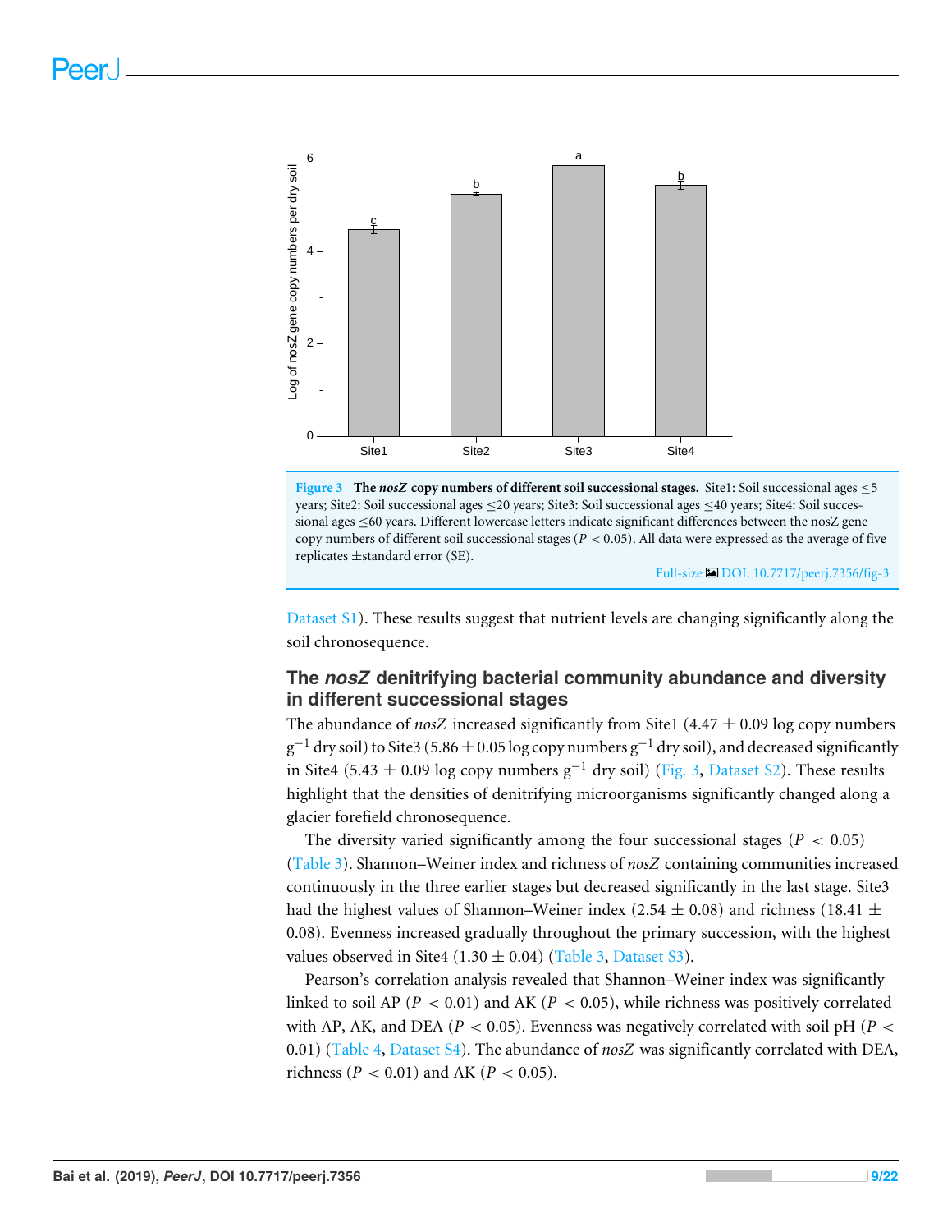**Figure 3 The *nosZ* copy numbers of different soil successional stages.** Site1: Soil successional ages ≤5 years; Site2: Soil successional ages ≤20 years; Site3: Soil successional ages ≤40 years; Site4: Soil successional ages ≤60 years. Different lowercase letters indicate significant differences between the nosZ gene copy numbers of different soil successional stages ($P < 0.05$). All data were expressed as the average of five replicates ±standard error (SE).

Full-size DOI: 10.7717/peerj.7356/fig-3

Dataset S1). These results suggest that nutrient levels are changing significantly along the soil chronosequence.

## The *nosZ* denitrifying bacterial community abundance and diversity in different successional stages

The abundance of *nosZ* increased significantly from Site1 (4.47 ± 0.09 log copy numbers $g^{-1}$ dry soil) to Site3 (5.86 ± 0.05 log copy numbers $g^{-1}$ dry soil), and decreased significantly in Site4 (5.43 ± 0.09 log copy numbers $g^{-1}$ dry soil) (Fig. 3, Dataset S2). These results highlight that the densities of denitrifying microorganisms significantly changed along a glacier forefield chronosequence.

The diversity varied significantly among the four successional stages ($P < 0.05$) (Table 3). Shannon–Weiner index and richness of *nosZ* containing communities increased continuously in the three earlier stages but decreased significantly in the last stage. Site3 had the highest values of Shannon–Weiner index (2.54 ± 0.08) and richness (18.41 ± 0.08). Evenness increased gradually throughout the primary succession, with the highest values observed in Site4 (1.30 ± 0.04) (Table 3, Dataset S3).

Pearson's correlation analysis revealed that Shannon–Weiner index was significantly linked to soil AP ($P < 0.01$) and AK ($P < 0.05$), while richness was positively correlated with AP, AK, and DEA ($P < 0.05$). Evenness was negatively correlated with soil pH ($P < 0.01$) (Table 4, Dataset S4). The abundance of *nosZ* was significantly correlated with DEA, richness ($P < 0.01$) and AK ($P < 0.05$).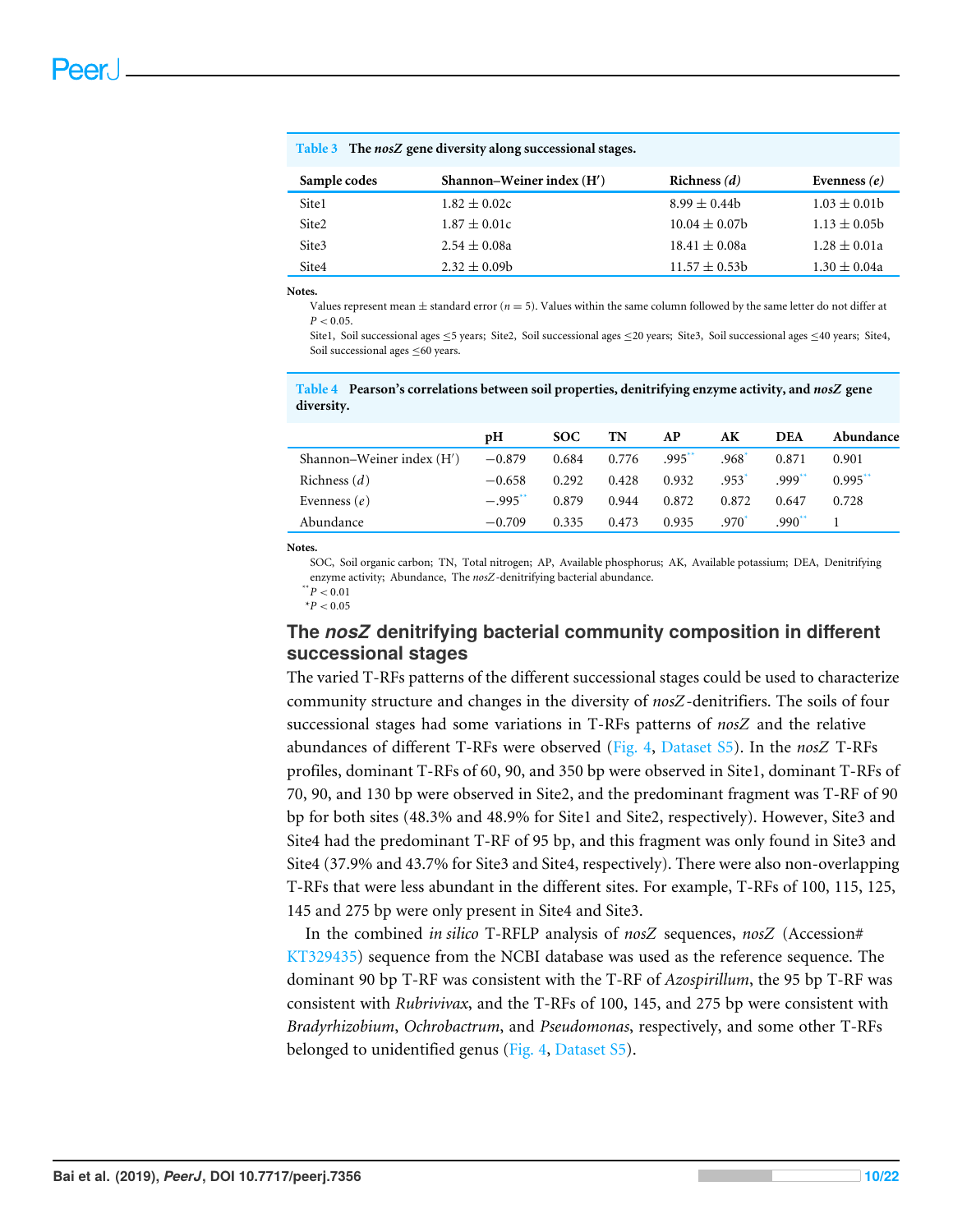**Table 3** The *nosZ* gene diversity along successional stages.

| Sample codes | Shannon–Weiner index (H′) | Richness (*d*) | Evenness (*e*) |
|---|---|---|---|
| Site1 | 1.82 ± 0.02c | 8.99 ± 0.44b | 1.03 ± 0.01b |
| Site2 | 1.87 ± 0.01c | 10.04 ± 0.07b | 1.13 ± 0.05b |
| Site3 | 2.54 ± 0.08a | 18.41 ± 0.08a | 1.28 ± 0.01a |
| Site4 | 2.32 ± 0.09b | 11.57 ± 0.53b | 1.30 ± 0.04a |

**Notes.**

Values represent mean ± standard error ($n = 5$). Values within the same column followed by the same letter do not differ at $P < 0.05$.

Site1, Soil successional ages ≤5 years; Site2, Soil successional ages ≤20 years; Site3, Soil successional ages ≤40 years; Site4, Soil successional ages ≤60 years.

**Table 4** Pearson's correlations between soil properties, denitrifying enzyme activity, and *nosZ* gene diversity.

| | pH | SOC | TN | AP | AK | DEA | Abundance |
|---|---|---|---|---|---|---|---|
| Shannon–Weiner index (H′) | −0.879 | 0.684 | 0.776 | .995** | .968* | 0.871 | 0.901 |
| Richness (*d*) | −0.658 | 0.292 | 0.428 | 0.932 | .953* | .999** | 0.995** |
| Evenness (*e*) | −.995** | 0.879 | 0.944 | 0.872 | 0.872 | 0.647 | 0.728 |
| Abundance | −0.709 | 0.335 | 0.473 | 0.935 | .970* | .990** | 1 |

**Notes.**

SOC, Soil organic carbon; TN, Total nitrogen; AP, Available phosphorus; AK, Available potassium; DEA, Denitrifying enzyme activity; Abundance, The *nosZ*-denitrifying bacterial abundance.

** $P < 0.01$

* $P < 0.05$

## The *nosZ* denitrifying bacterial community composition in different successional stages

The varied T-RFs patterns of the different successional stages could be used to characterize community structure and changes in the diversity of *nosZ*-denitrifiers. The soils of four successional stages had some variations in T-RFs patterns of *nosZ* and the relative abundances of different T-RFs were observed (Fig. 4, Dataset S5). In the *nosZ* T-RFs profiles, dominant T-RFs of 60, 90, and 350 bp were observed in Site1, dominant T-RFs of 70, 90, and 130 bp were observed in Site2, and the predominant fragment was T-RF of 90 bp for both sites (48.3% and 48.9% for Site1 and Site2, respectively). However, Site3 and Site4 had the predominant T-RF of 95 bp, and this fragment was only found in Site3 and Site4 (37.9% and 43.7% for Site3 and Site4, respectively). There were also non-overlapping T-RFs that were less abundant in the different sites. For example, T-RFs of 100, 115, 125, 145 and 275 bp were only present in Site4 and Site3.

In the combined *in silico* T-RFLP analysis of *nosZ* sequences, *nosZ* (Accession# KT329435) sequence from the NCBI database was used as the reference sequence. The dominant 90 bp T-RF was consistent with the T-RF of *Azospirillum*, the 95 bp T-RF was consistent with *Rubrivivax*, and the T-RFs of 100, 145, and 275 bp were consistent with *Bradyrhizobium*, *Ochrobactrum*, and *Pseudomonas*, respectively, and some other T-RFs belonged to unidentified genus (Fig. 4, Dataset S5).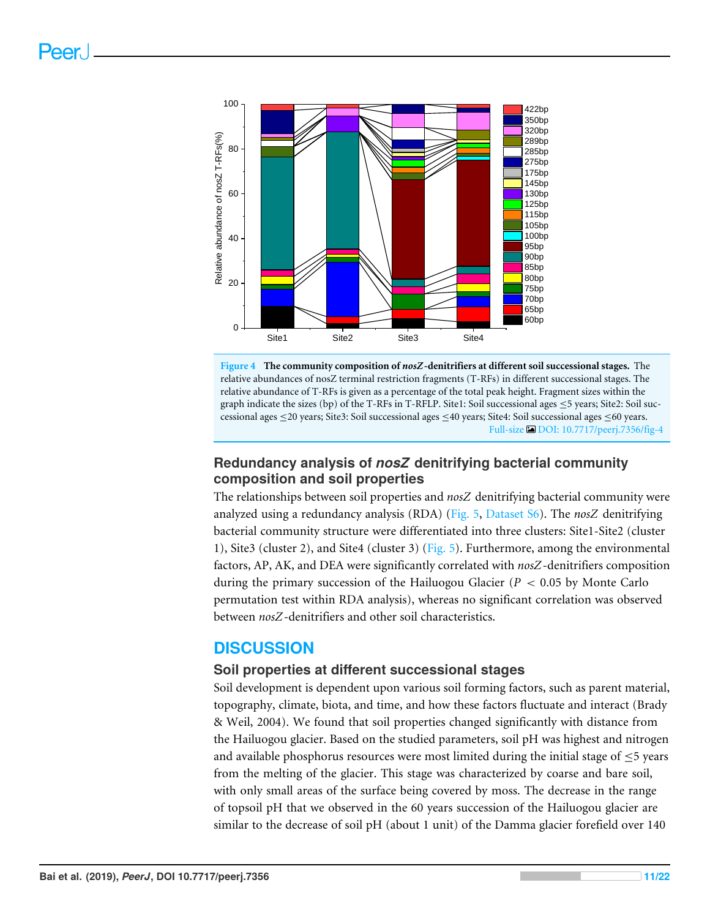**Figure 4 The community composition of *nosZ*-denitrifiers at different soil successional stages.** The relative abundances of nosZ terminal restriction fragments (T-RFs) in different successional stages. The relative abundance of T-RFs is given as a percentage of the total peak height. Fragment sizes within the graph indicate the sizes (bp) of the T-RFs in T-RFLP. Site1: Soil successional ages ≤5 years; Site2: Soil successional ages ≤20 years; Site3: Soil successional ages ≤40 years; Site4: Soil successional ages ≤60 years.

Full-size DOI: 10.7717/peerj.7356/fig-4

### Redundancy analysis of *nosZ* denitrifying bacterial community composition and soil properties

The relationships between soil properties and *nosZ* denitrifying bacterial community were analyzed using a redundancy analysis (RDA) (Fig. 5, Dataset S6). The *nosZ* denitrifying bacterial community structure were differentiated into three clusters: Site1-Site2 (cluster 1), Site3 (cluster 2), and Site4 (cluster 3) (Fig. 5). Furthermore, among the environmental factors, AP, AK, and DEA were significantly correlated with *nosZ*-denitrifiers composition during the primary succession of the Hailuogou Glacier ($P < 0.05$ by Monte Carlo permutation test within RDA analysis), whereas no significant correlation was observed between *nosZ*-denitrifiers and other soil characteristics.

## DISCUSSION

### Soil properties at different successional stages

Soil development is dependent upon various soil forming factors, such as parent material, topography, climate, biota, and time, and how these factors fluctuate and interact (Brady & Weil, 2004). We found that soil properties changed significantly with distance from the Hailuogou glacier. Based on the studied parameters, soil pH was highest and nitrogen and available phosphorus resources were most limited during the initial stage of ≤5 years from the melting of the glacier. This stage was characterized by coarse and bare soil, with only small areas of the surface being covered by moss. The decrease in the range of topsoil pH that we observed in the 60 years succession of the Hailuogou glacier are similar to the decrease of soil pH (about 1 unit) of the Damma glacier forefield over 140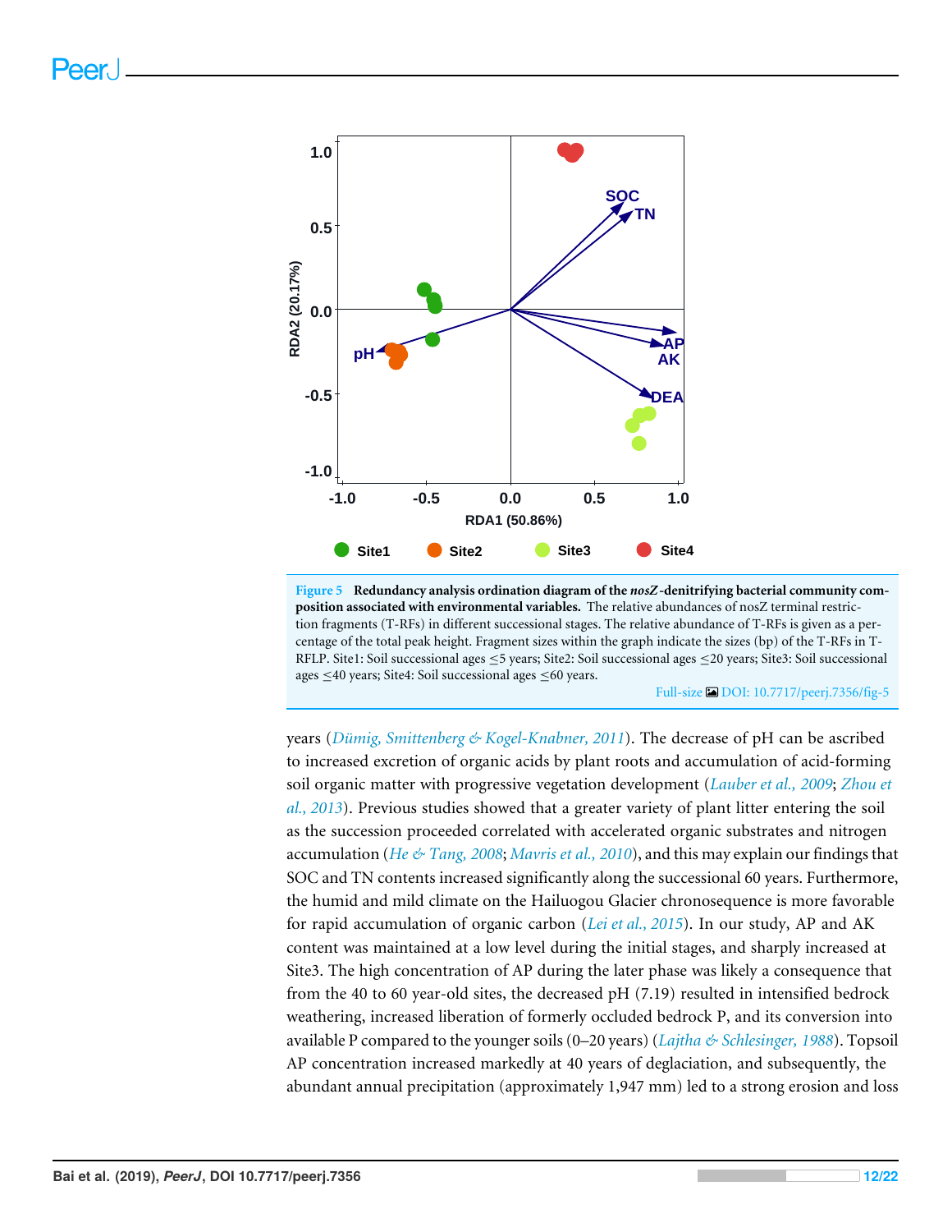**Figure 5 Redundancy analysis ordination diagram of the *nosZ*-denitrifying bacterial community composition associated with environmental variables.** The relative abundances of nosZ terminal restriction fragments (T-RFs) in different successional stages. The relative abundance of T-RFs is given as a percentage of the total peak height. Fragment sizes within the graph indicate the sizes (bp) of the T-RFs in T-RFLP. Site1: Soil successional ages ≤5 years; Site2: Soil successional ages ≤20 years; Site3: Soil successional ages ≤40 years; Site4: Soil successional ages ≤60 years.

Full-size DOI: 10.7717/peerj.7356/fig-5

years (*Dümig, Smittenberg & Kogel-Knabner, 2011*). The decrease of pH can be ascribed to increased excretion of organic acids by plant roots and accumulation of acid-forming soil organic matter with progressive vegetation development (*Lauber et al., 2009*; *Zhou et al., 2013*). Previous studies showed that a greater variety of plant litter entering the soil as the succession proceeded correlated with accelerated organic substrates and nitrogen accumulation (*He & Tang, 2008*; *Mavris et al., 2010*), and this may explain our findings that SOC and TN contents increased significantly along the successional 60 years. Furthermore, the humid and mild climate on the Hailuogou Glacier chronosequence is more favorable for rapid accumulation of organic carbon (*Lei et al., 2015*). In our study, AP and AK content was maintained at a low level during the initial stages, and sharply increased at Site3. The high concentration of AP during the later phase was likely a consequence that from the 40 to 60 year-old sites, the decreased pH (7.19) resulted in intensified bedrock weathering, increased liberation of formerly occluded bedrock P, and its conversion into available P compared to the younger soils (0–20 years) (*Lajtha & Schlesinger, 1988*). Topsoil AP concentration increased markedly at 40 years of deglaciation, and subsequently, the abundant annual precipitation (approximately 1,947 mm) led to a strong erosion and loss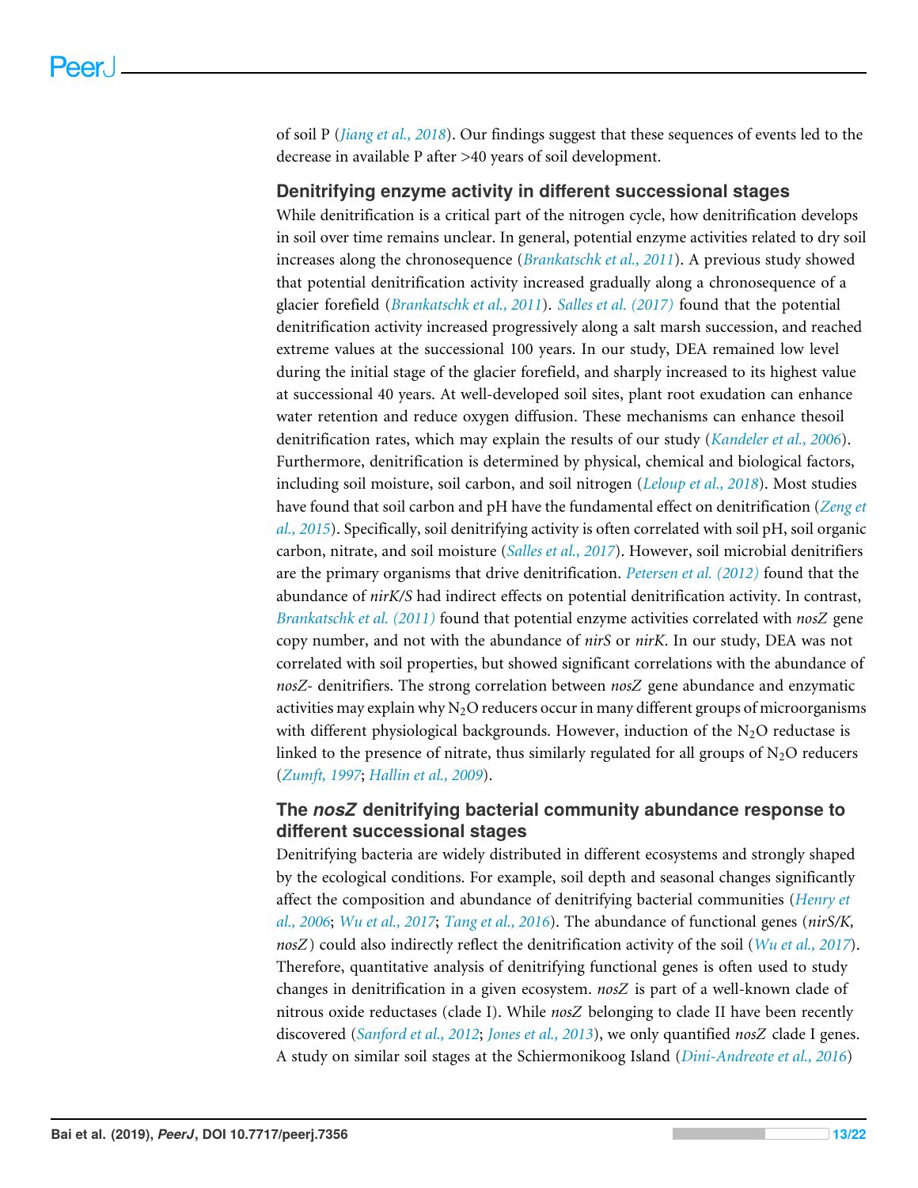of soil P (*Jiang et al., 2018*). Our findings suggest that these sequences of events led to the decrease in available P after >40 years of soil development.

## Denitrifying enzyme activity in different successional stages

While denitrification is a critical part of the nitrogen cycle, how denitrification develops in soil over time remains unclear. In general, potential enzyme activities related to dry soil increases along the chronosequence (*Brankatschk et al., 2011*). A previous study showed that potential denitrification activity increased gradually along a chronosequence of a glacier forefield (*Brankatschk et al., 2011*). *Salles et al. (2017)* found that the potential denitrification activity increased progressively along a salt marsh succession, and reached extreme values at the successional 100 years. In our study, DEA remained low level during the initial stage of the glacier forefield, and sharply increased to its highest value at successional 40 years. At well-developed soil sites, plant root exudation can enhance water retention and reduce oxygen diffusion. These mechanisms can enhance thesoil denitrification rates, which may explain the results of our study (*Kandeler et al., 2006*). Furthermore, denitrification is determined by physical, chemical and biological factors, including soil moisture, soil carbon, and soil nitrogen (*Leloup et al., 2018*). Most studies have found that soil carbon and pH have the fundamental effect on denitrification (*Zeng et al., 2015*). Specifically, soil denitrifying activity is often correlated with soil pH, soil organic carbon, nitrate, and soil moisture (*Salles et al., 2017*). However, soil microbial denitrifiers are the primary organisms that drive denitrification. *Petersen et al. (2012)* found that the abundance of *nirK/S* had indirect effects on potential denitrification activity. In contrast, *Brankatschk et al. (2011)* found that potential enzyme activities correlated with *nosZ* gene copy number, and not with the abundance of *nirS* or *nirK*. In our study, DEA was not correlated with soil properties, but showed significant correlations with the abundance of *nosZ*- denitrifiers. The strong correlation between *nosZ* gene abundance and enzymatic activities may explain why $N_2O$ reducers occur in many different groups of microorganisms with different physiological backgrounds. However, induction of the $N_2O$ reductase is linked to the presence of nitrate, thus similarly regulated for all groups of $N_2O$ reducers (*Zumft, 1997*; *Hallin et al., 2009*).

## The *nosZ* denitrifying bacterial community abundance response to different successional stages

Denitrifying bacteria are widely distributed in different ecosystems and strongly shaped by the ecological conditions. For example, soil depth and seasonal changes significantly affect the composition and abundance of denitrifying bacterial communities (*Henry et al., 2006*; *Wu et al., 2017*; *Tang et al., 2016*). The abundance of functional genes (*nirS/K, nosZ*) could also indirectly reflect the denitrification activity of the soil (*Wu et al., 2017*). Therefore, quantitative analysis of denitrifying functional genes is often used to study changes in denitrification in a given ecosystem. *nosZ* is part of a well-known clade of nitrous oxide reductases (clade I). While *nosZ* belonging to clade II have been recently discovered (*Sanford et al., 2012*; *Jones et al., 2013*), we only quantified *nosZ* clade I genes. A study on similar soil stages at the Schiermonikoog Island (*Dini-Andreote et al., 2016*)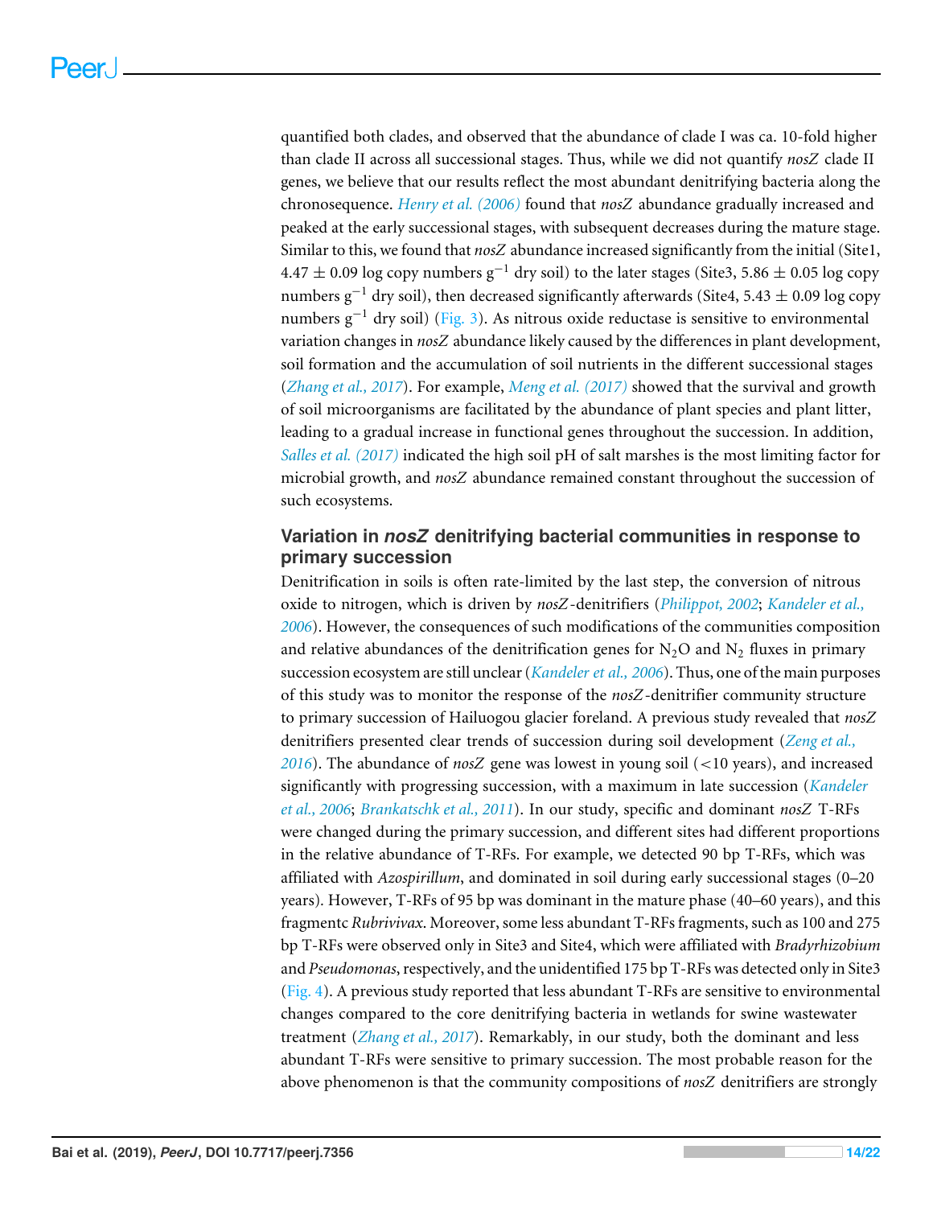quantified both clades, and observed that the abundance of clade I was ca. 10-fold higher than clade II across all successional stages. Thus, while we did not quantify *nosZ* clade II genes, we believe that our results reflect the most abundant denitrifying bacteria along the chronosequence. Henry et al. (2006) found that *nosZ* abundance gradually increased and peaked at the early successional stages, with subsequent decreases during the mature stage. Similar to this, we found that *nosZ* abundance increased significantly from the initial (Site1, $4.47 \pm 0.09$ log copy numbers $g^{-1}$ dry soil) to the later stages (Site3, $5.86 \pm 0.05$ log copy numbers $g^{-1}$ dry soil), then decreased significantly afterwards (Site4, $5.43 \pm 0.09$ log copy numbers $g^{-1}$ dry soil) (Fig. 3). As nitrous oxide reductase is sensitive to environmental variation changes in *nosZ* abundance likely caused by the differences in plant development, soil formation and the accumulation of soil nutrients in the different successional stages (Zhang et al., 2017). For example, Meng et al. (2017) showed that the survival and growth of soil microorganisms are facilitated by the abundance of plant species and plant litter, leading to a gradual increase in functional genes throughout the succession. In addition, Salles et al. (2017) indicated the high soil pH of salt marshes is the most limiting factor for microbial growth, and *nosZ* abundance remained constant throughout the succession of such ecosystems.

## Variation in *nosZ* denitrifying bacterial communities in response to primary succession

Denitrification in soils is often rate-limited by the last step, the conversion of nitrous oxide to nitrogen, which is driven by *nosZ*-denitrifiers (Philippot, 2002; Kandeler et al., 2006). However, the consequences of such modifications of the communities composition and relative abundances of the denitrification genes for $N_2O$ and $N_2$ fluxes in primary succession ecosystem are still unclear (Kandeler et al., 2006). Thus, one of the main purposes of this study was to monitor the response of the *nosZ*-denitrifier community structure to primary succession of Hailuogou glacier foreland. A previous study revealed that *nosZ* denitrifiers presented clear trends of succession during soil development (Zeng et al., 2016). The abundance of *nosZ* gene was lowest in young soil (<10 years), and increased significantly with progressing succession, with a maximum in late succession (Kandeler et al., 2006; Brankatschk et al., 2011). In our study, specific and dominant *nosZ* T-RFs were changed during the primary succession, and different sites had different proportions in the relative abundance of T-RFs. For example, we detected 90 bp T-RFs, which was affiliated with *Azospirillum*, and dominated in soil during early successional stages (0–20 years). However, T-RFs of 95 bp was dominant in the mature phase (40–60 years), and this fragmentc *Rubrivivax*. Moreover, some less abundant T-RFs fragments, such as 100 and 275 bp T-RFs were observed only in Site3 and Site4, which were affiliated with *Bradyrhizobium* and *Pseudomonas*, respectively, and the unidentified 175 bp T-RFs was detected only in Site3 (Fig. 4). A previous study reported that less abundant T-RFs are sensitive to environmental changes compared to the core denitrifying bacteria in wetlands for swine wastewater treatment (Zhang et al., 2017). Remarkably, in our study, both the dominant and less abundant T-RFs were sensitive to primary succession. The most probable reason for the above phenomenon is that the community compositions of *nosZ* denitrifiers are strongly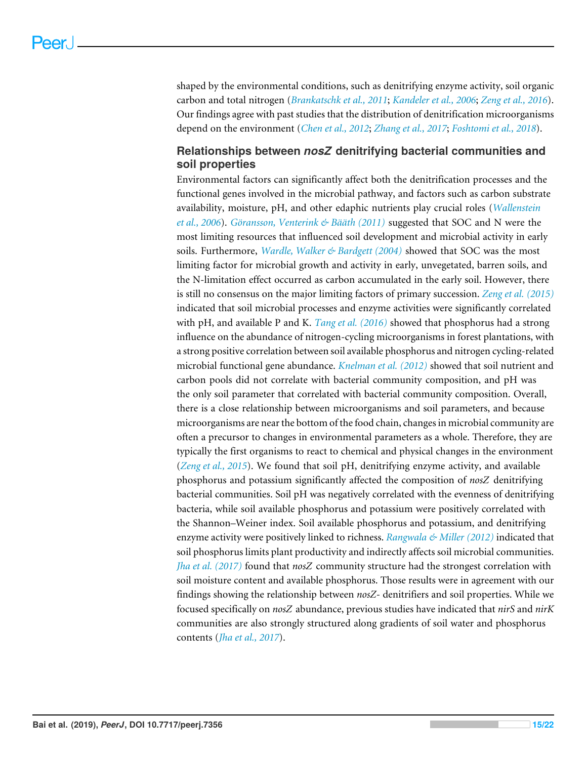shaped by the environmental conditions, such as denitrifying enzyme activity, soil organic carbon and total nitrogen (*Brankatschk et al., 2011*; *Kandeler et al., 2006*; *Zeng et al., 2016*). Our findings agree with past studies that the distribution of denitrification microorganisms depend on the environment (*Chen et al., 2012*; *Zhang et al., 2017*; *Foshtomi et al., 2018*).

### Relationships between *nosZ* denitrifying bacterial communities and soil properties

Environmental factors can significantly affect both the denitrification processes and the functional genes involved in the microbial pathway, and factors such as carbon substrate availability, moisture, pH, and other edaphic nutrients play crucial roles (*Wallenstein et al., 2006*). *Göransson, Venterink & Bååth (2011)* suggested that SOC and N were the most limiting resources that influenced soil development and microbial activity in early soils. Furthermore, *Wardle, Walker & Bardgett (2004)* showed that SOC was the most limiting factor for microbial growth and activity in early, unvegetated, barren soils, and the N-limitation effect occurred as carbon accumulated in the early soil. However, there is still no consensus on the major limiting factors of primary succession. *Zeng et al. (2015)* indicated that soil microbial processes and enzyme activities were significantly correlated with pH, and available P and K. *Tang et al. (2016)* showed that phosphorus had a strong influence on the abundance of nitrogen-cycling microorganisms in forest plantations, with a strong positive correlation between soil available phosphorus and nitrogen cycling-related microbial functional gene abundance. *Knelman et al. (2012)* showed that soil nutrient and carbon pools did not correlate with bacterial community composition, and pH was the only soil parameter that correlated with bacterial community composition. Overall, there is a close relationship between microorganisms and soil parameters, and because microorganisms are near the bottom of the food chain, changes in microbial community are often a precursor to changes in environmental parameters as a whole. Therefore, they are typically the first organisms to react to chemical and physical changes in the environment (*Zeng et al., 2015*). We found that soil pH, denitrifying enzyme activity, and available phosphorus and potassium significantly affected the composition of *nosZ* denitrifying bacterial communities. Soil pH was negatively correlated with the evenness of denitrifying bacteria, while soil available phosphorus and potassium were positively correlated with the Shannon–Weiner index. Soil available phosphorus and potassium, and denitrifying enzyme activity were positively linked to richness. *Rangwala & Miller (2012)* indicated that soil phosphorus limits plant productivity and indirectly affects soil microbial communities. *Jha et al. (2017)* found that *nosZ* community structure had the strongest correlation with soil moisture content and available phosphorus. Those results were in agreement with our findings showing the relationship between *nosZ*- denitrifiers and soil properties. While we focused specifically on *nosZ* abundance, previous studies have indicated that *nirS* and *nirK* communities are also strongly structured along gradients of soil water and phosphorus contents (*Jha et al., 2017*).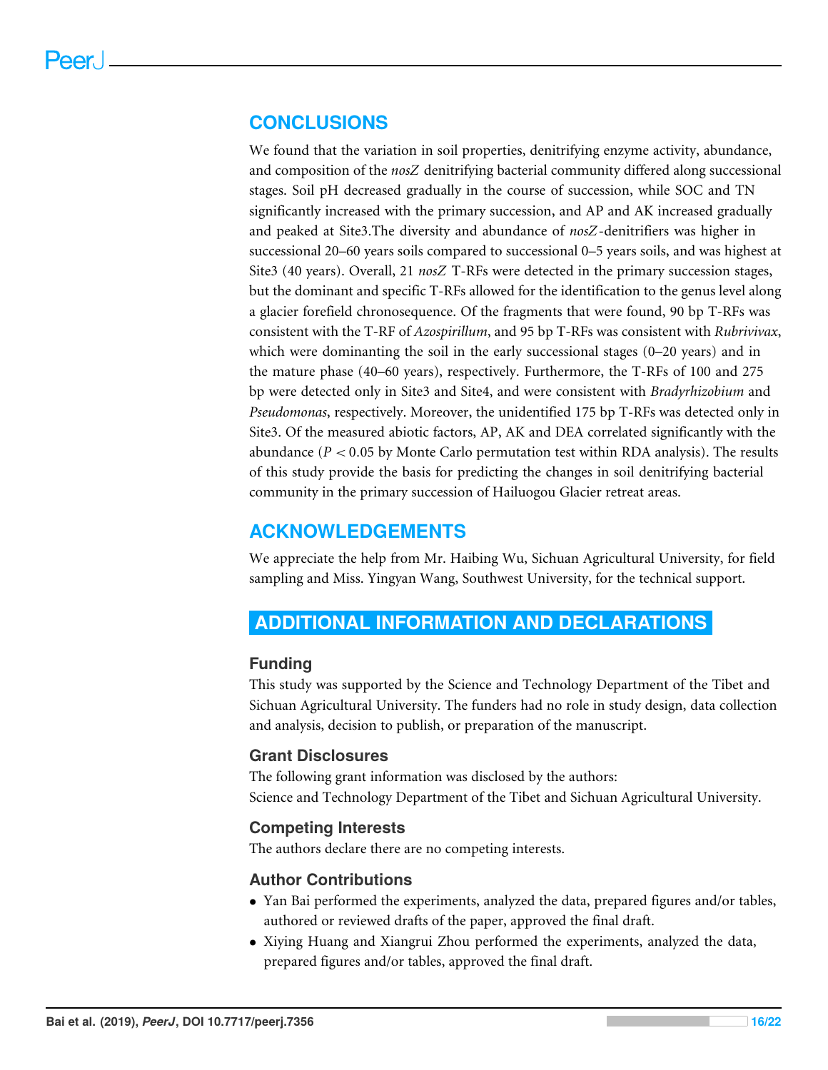## CONCLUSIONS

We found that the variation in soil properties, denitrifying enzyme activity, abundance, and composition of the *nosZ* denitrifying bacterial community differed along successional stages. Soil pH decreased gradually in the course of succession, while SOC and TN significantly increased with the primary succession, and AP and AK increased gradually and peaked at Site3.The diversity and abundance of *nosZ*-denitrifiers was higher in successional 20–60 years soils compared to successional 0–5 years soils, and was highest at Site3 (40 years). Overall, 21 *nosZ* T-RFs were detected in the primary succession stages, but the dominant and specific T-RFs allowed for the identification to the genus level along a glacier forefield chronosequence. Of the fragments that were found, 90 bp T-RFs was consistent with the T-RF of *Azospirillum*, and 95 bp T-RFs was consistent with *Rubrivivax*, which were dominanting the soil in the early successional stages (0–20 years) and in the mature phase (40–60 years), respectively. Furthermore, the T-RFs of 100 and 275 bp were detected only in Site3 and Site4, and were consistent with *Bradyrhizobium* and *Pseudomonas*, respectively. Moreover, the unidentified 175 bp T-RFs was detected only in Site3. Of the measured abiotic factors, AP, AK and DEA correlated significantly with the abundance ($P < 0.05$ by Monte Carlo permutation test within RDA analysis). The results of this study provide the basis for predicting the changes in soil denitrifying bacterial community in the primary succession of Hailuogou Glacier retreat areas.

## ACKNOWLEDGEMENTS

We appreciate the help from Mr. Haibing Wu, Sichuan Agricultural University, for field sampling and Miss. Yingyan Wang, Southwest University, for the technical support.

## ADDITIONAL INFORMATION AND DECLARATIONS

### Funding

This study was supported by the Science and Technology Department of the Tibet and Sichuan Agricultural University. The funders had no role in study design, data collection and analysis, decision to publish, or preparation of the manuscript.

### Grant Disclosures

The following grant information was disclosed by the authors:
Science and Technology Department of the Tibet and Sichuan Agricultural University.

### Competing Interests

The authors declare there are no competing interests.

### Author Contributions

- Yan Bai performed the experiments, analyzed the data, prepared figures and/or tables, authored or reviewed drafts of the paper, approved the final draft.
- Xiying Huang and Xiangrui Zhou performed the experiments, analyzed the data, prepared figures and/or tables, approved the final draft.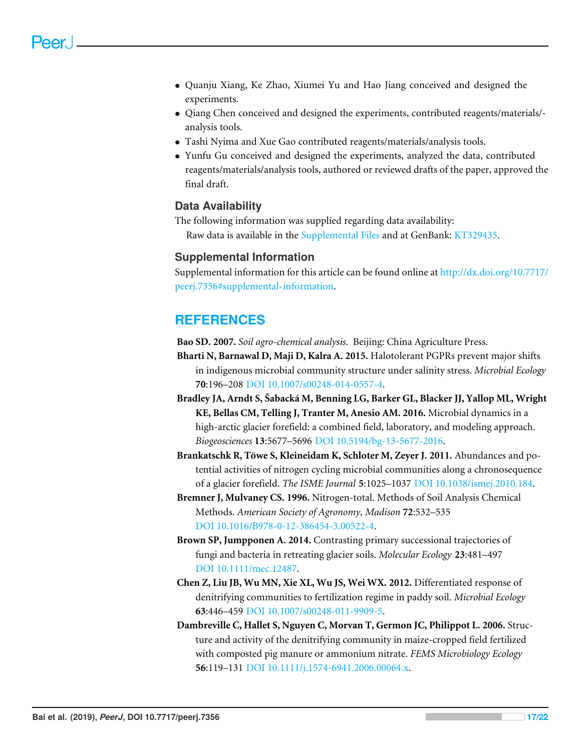- Quanju Xiang, Ke Zhao, Xiumei Yu and Hao Jiang conceived and designed the experiments.
- Qiang Chen conceived and designed the experiments, contributed reagents/materials/analysis tools.
- Tashi Nyima and Xue Gao contributed reagents/materials/analysis tools.
- Yunfu Gu conceived and designed the experiments, analyzed the data, contributed reagents/materials/analysis tools, authored or reviewed drafts of the paper, approved the final draft.

### Data Availability

The following information was supplied regarding data availability:

Raw data is available in the Supplemental Files and at GenBank: KT329435.

### Supplemental Information

Supplemental information for this article can be found online at http://dx.doi.org/10.7717/peerj.7356#supplemental-information.

## REFERENCES

**Bao SD. 2007.** *Soil agro-chemical analysis.* Beijing: China Agriculture Press.

**Bharti N, Barnawal D, Maji D, Kalra A. 2015.** Halotolerant PGPRs prevent major shifts in indigenous microbial community structure under salinity stress. *Microbial Ecology* **70**:196–208 DOI 10.1007/s00248-014-0557-4.

**Bradley JA, Arndt S, Šabacká M, Benning LG, Barker GL, Blacker JJ, Yallop ML, Wright KE, Bellas CM, Telling J, Tranter M, Anesio AM. 2016.** Microbial dynamics in a high-arctic glacier forefield: a combined field, laboratory, and modeling approach. *Biogeosciences* **13**:5677–5696 DOI 10.5194/bg-13-5677-2016.

**Brankatschk R, Töwe S, Kleineidam K, Schloter M, Zeyer J. 2011.** Abundances and potential activities of nitrogen cycling microbial communities along a chronosequence of a glacier forefield. *The ISME Journal* **5**:1025–1037 DOI 10.1038/ismej.2010.184.

**Bremner J, Mulvaney CS. 1996.** Nitrogen-total. Methods of Soil Analysis Chemical Methods. *American Society of Agronomy, Madison* **72**:532–535 DOI 10.1016/B978-0-12-386454-3.00522-4.

**Brown SP, Jumpponen A. 2014.** Contrasting primary successional trajectories of fungi and bacteria in retreating glacier soils. *Molecular Ecology* **23**:481–497 DOI 10.1111/mec.12487.

**Chen Z, Liu JB, Wu MN, Xie XL, Wu JS, Wei WX. 2012.** Differentiated response of denitrifying communities to fertilization regime in paddy soil. *Microbial Ecology* **63**:446–459 DOI 10.1007/s00248-011-9909-5.

**Dambreville C, Hallet S, Nguyen C, Morvan T, Germon JC, Philippot L. 2006.** Structure and activity of the denitrifying community in maize-cropped field fertilized with composted pig manure or ammonium nitrate. *FEMS Microbiology Ecology* **56**:119–131 DOI 10.1111/j.1574-6941.2006.00064.x.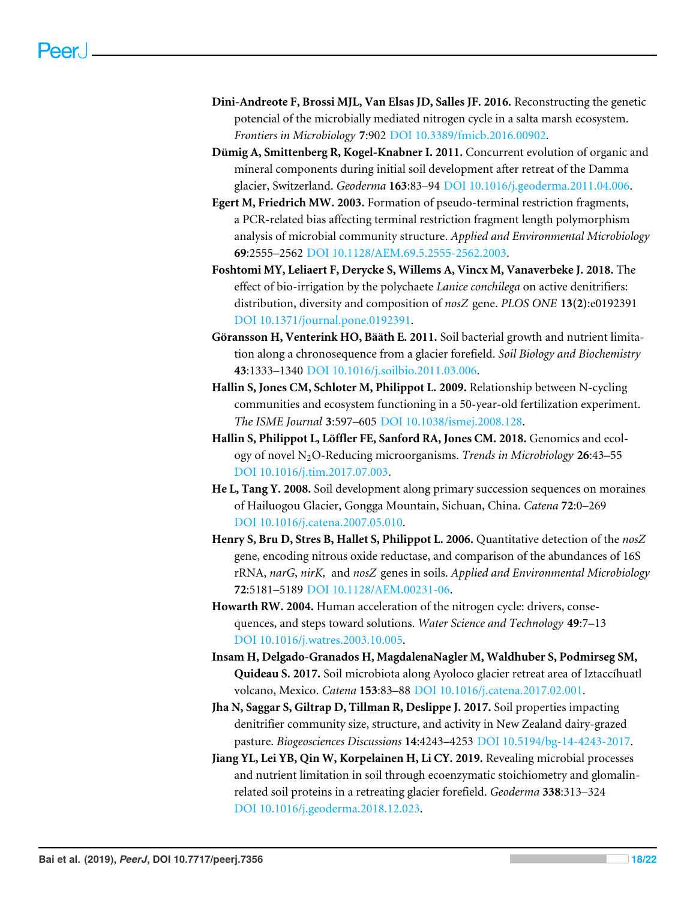**Dini-Andreote F, Brossi MJL, Van Elsas JD, Salles JF. 2016.** Reconstructing the genetic potencial of the microbially mediated nitrogen cycle in a salta marsh ecosystem. *Frontiers in Microbiology* **7**:902 DOI 10.3389/fmicb.2016.00902.

**Dümig A, Smittenberg R, Kogel-Knabner I. 2011.** Concurrent evolution of organic and mineral components during initial soil development after retreat of the Damma glacier, Switzerland. *Geoderma* **163**:83–94 DOI 10.1016/j.geoderma.2011.04.006.

**Egert M, Friedrich MW. 2003.** Formation of pseudo-terminal restriction fragments, a PCR-related bias affecting terminal restriction fragment length polymorphism analysis of microbial community structure. *Applied and Environmental Microbiology* **69**:2555–2562 DOI 10.1128/AEM.69.5.2555-2562.2003.

**Foshtomi MY, Leliaert F, Derycke S, Willems A, Vincx M, Vanaverbeke J. 2018.** The effect of bio-irrigation by the polychaete *Lanice conchilega* on active denitrifiers: distribution, diversity and composition of *nosZ* gene. *PLOS ONE* **13(2)**:e0192391 DOI 10.1371/journal.pone.0192391.

**Göransson H, Venterink HO, Bååth E. 2011.** Soil bacterial growth and nutrient limitation along a chronosequence from a glacier forefield. *Soil Biology and Biochemistry* **43**:1333–1340 DOI 10.1016/j.soilbio.2011.03.006.

**Hallin S, Jones CM, Schloter M, Philippot L. 2009.** Relationship between N-cycling communities and ecosystem functioning in a 50-year-old fertilization experiment. *The ISME Journal* **3**:597–605 DOI 10.1038/ismej.2008.128.

**Hallin S, Philippot L, Löffler FE, Sanford RA, Jones CM. 2018.** Genomics and ecology of novel $N_2O$-Reducing microorganisms. *Trends in Microbiology* **26**:43–55 DOI 10.1016/j.tim.2017.07.003.

**He L, Tang Y. 2008.** Soil development along primary succession sequences on moraines of Hailuogou Glacier, Gongga Mountain, Sichuan, China. *Catena* **72**:0–269 DOI 10.1016/j.catena.2007.05.010.

**Henry S, Bru D, Stres B, Hallet S, Philippot L. 2006.** Quantitative detection of the *nosZ* gene, encoding nitrous oxide reductase, and comparison of the abundances of 16S rRNA, *narG*, *nirK,* and *nosZ* genes in soils. *Applied and Environmental Microbiology* **72**:5181–5189 DOI 10.1128/AEM.00231-06.

**Howarth RW. 2004.** Human acceleration of the nitrogen cycle: drivers, consequences, and steps toward solutions. *Water Science and Technology* **49**:7–13 DOI 10.1016/j.watres.2003.10.005.

**Insam H, Delgado-Granados H, MagdalenaNagler M, Waldhuber S, Podmirseg SM, Quideau S. 2017.** Soil microbiota along Ayoloco glacier retreat area of Iztaccíhuatl volcano, Mexico. *Catena* **153**:83–88 DOI 10.1016/j.catena.2017.02.001.

**Jha N, Saggar S, Giltrap D, Tillman R, Deslippe J. 2017.** Soil properties impacting denitrifier community size, structure, and activity in New Zealand dairy-grazed pasture. *Biogeosciences Discussions* **14**:4243–4253 DOI 10.5194/bg-14-4243-2017.

**Jiang YL, Lei YB, Qin W, Korpelainen H, Li CY. 2019.** Revealing microbial processes and nutrient limitation in soil through ecoenzymatic stoichiometry and glomalin-related soil proteins in a retreating glacier forefield. *Geoderma* **338**:313–324 DOI 10.1016/j.geoderma.2018.12.023.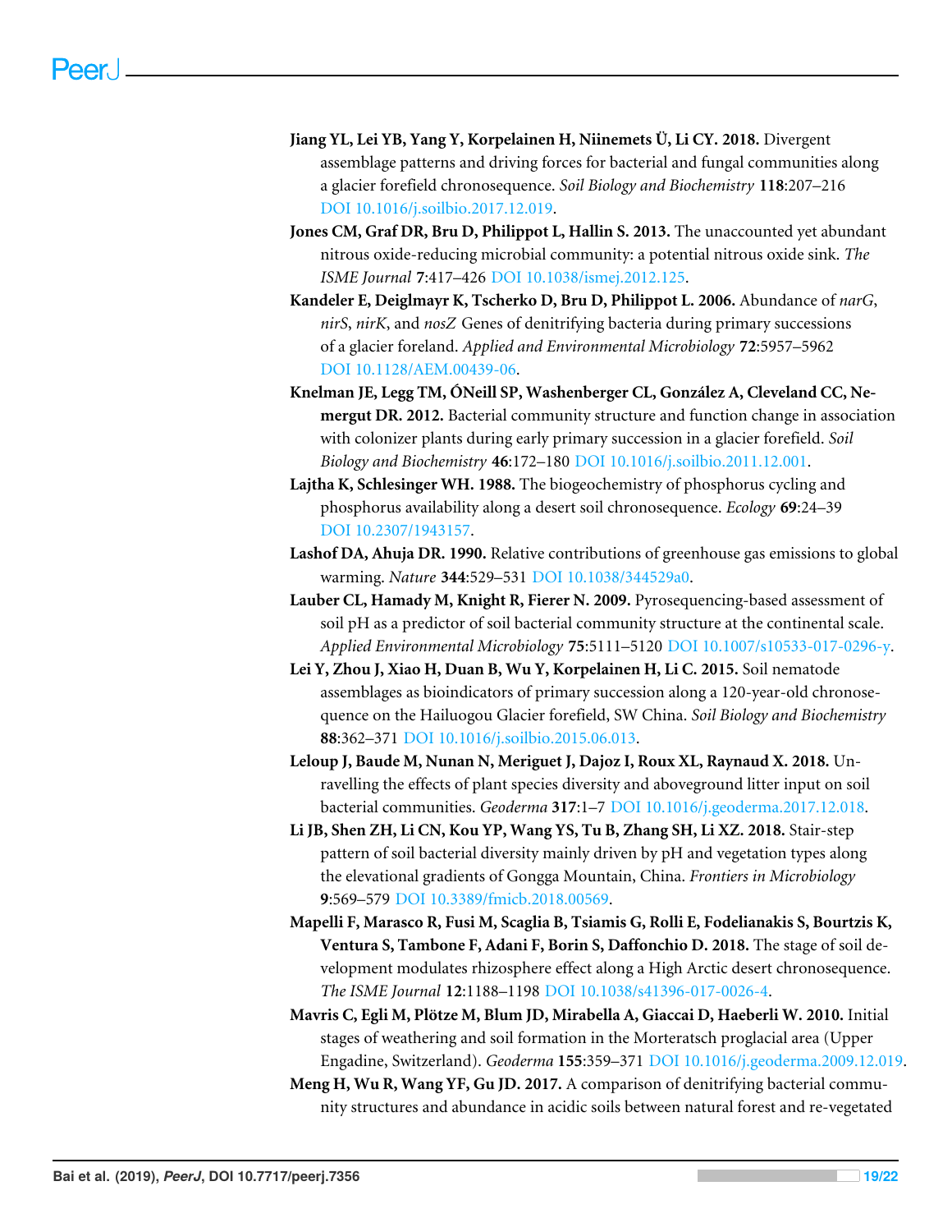**Jiang YL, Lei YB, Yang Y, Korpelainen H, Niinemets Ü, Li CY. 2018.** Divergent assemblage patterns and driving forces for bacterial and fungal communities along a glacier forefield chronosequence. *Soil Biology and Biochemistry* **118**:207–216 DOI 10.1016/j.soilbio.2017.12.019.

**Jones CM, Graf DR, Bru D, Philippot L, Hallin S. 2013.** The unaccounted yet abundant nitrous oxide-reducing microbial community: a potential nitrous oxide sink. *The ISME Journal* **7**:417–426 DOI 10.1038/ismej.2012.125.

**Kandeler E, Deiglmayr K, Tscherko D, Bru D, Philippot L. 2006.** Abundance of *narG*, *nirS*, *nirK*, and *nosZ* Genes of denitrifying bacteria during primary successions of a glacier foreland. *Applied and Environmental Microbiology* **72**:5957–5962 DOI 10.1128/AEM.00439-06.

**Knelman JE, Legg TM, ÓNeill SP, Washenberger CL, González A, Cleveland CC, Nemergut DR. 2012.** Bacterial community structure and function change in association with colonizer plants during early primary succession in a glacier forefield. *Soil Biology and Biochemistry* **46**:172–180 DOI 10.1016/j.soilbio.2011.12.001.

**Lajtha K, Schlesinger WH. 1988.** The biogeochemistry of phosphorus cycling and phosphorus availability along a desert soil chronosequence. *Ecology* **69**:24–39 DOI 10.2307/1943157.

**Lashof DA, Ahuja DR. 1990.** Relative contributions of greenhouse gas emissions to global warming. *Nature* **344**:529–531 DOI 10.1038/344529a0.

**Lauber CL, Hamady M, Knight R, Fierer N. 2009.** Pyrosequencing-based assessment of soil pH as a predictor of soil bacterial community structure at the continental scale. *Applied Environmental Microbiology* **75**:5111–5120 DOI 10.1007/s10533-017-0296-y.

**Lei Y, Zhou J, Xiao H, Duan B, Wu Y, Korpelainen H, Li C. 2015.** Soil nematode assemblages as bioindicators of primary succession along a 120-year-old chronosequence on the Hailuogou Glacier forefield, SW China. *Soil Biology and Biochemistry* **88**:362–371 DOI 10.1016/j.soilbio.2015.06.013.

**Leloup J, Baude M, Nunan N, Meriguet J, Dajoz I, Roux XL, Raynaud X. 2018.** Unravelling the effects of plant species diversity and aboveground litter input on soil bacterial communities. *Geoderma* **317**:1–7 DOI 10.1016/j.geoderma.2017.12.018.

**Li JB, Shen ZH, Li CN, Kou YP, Wang YS, Tu B, Zhang SH, Li XZ. 2018.** Stair-step pattern of soil bacterial diversity mainly driven by pH and vegetation types along the elevational gradients of Gongga Mountain, China. *Frontiers in Microbiology* **9**:569–579 DOI 10.3389/fmicb.2018.00569.

**Mapelli F, Marasco R, Fusi M, Scaglia B, Tsiamis G, Rolli E, Fodelianakis S, Bourtzis K, Ventura S, Tambone F, Adani F, Borin S, Daffonchio D. 2018.** The stage of soil development modulates rhizosphere effect along a High Arctic desert chronosequence. *The ISME Journal* **12**:1188–1198 DOI 10.1038/s41396-017-0026-4.

**Mavris C, Egli M, Plötze M, Blum JD, Mirabella A, Giaccai D, Haeberli W. 2010.** Initial stages of weathering and soil formation in the Morteratsch proglacial area (Upper Engadine, Switzerland). *Geoderma* **155**:359–371 DOI 10.1016/j.geoderma.2009.12.019.

**Meng H, Wu R, Wang YF, Gu JD. 2017.** A comparison of denitrifying bacterial community structures and abundance in acidic soils between natural forest and re-vegetated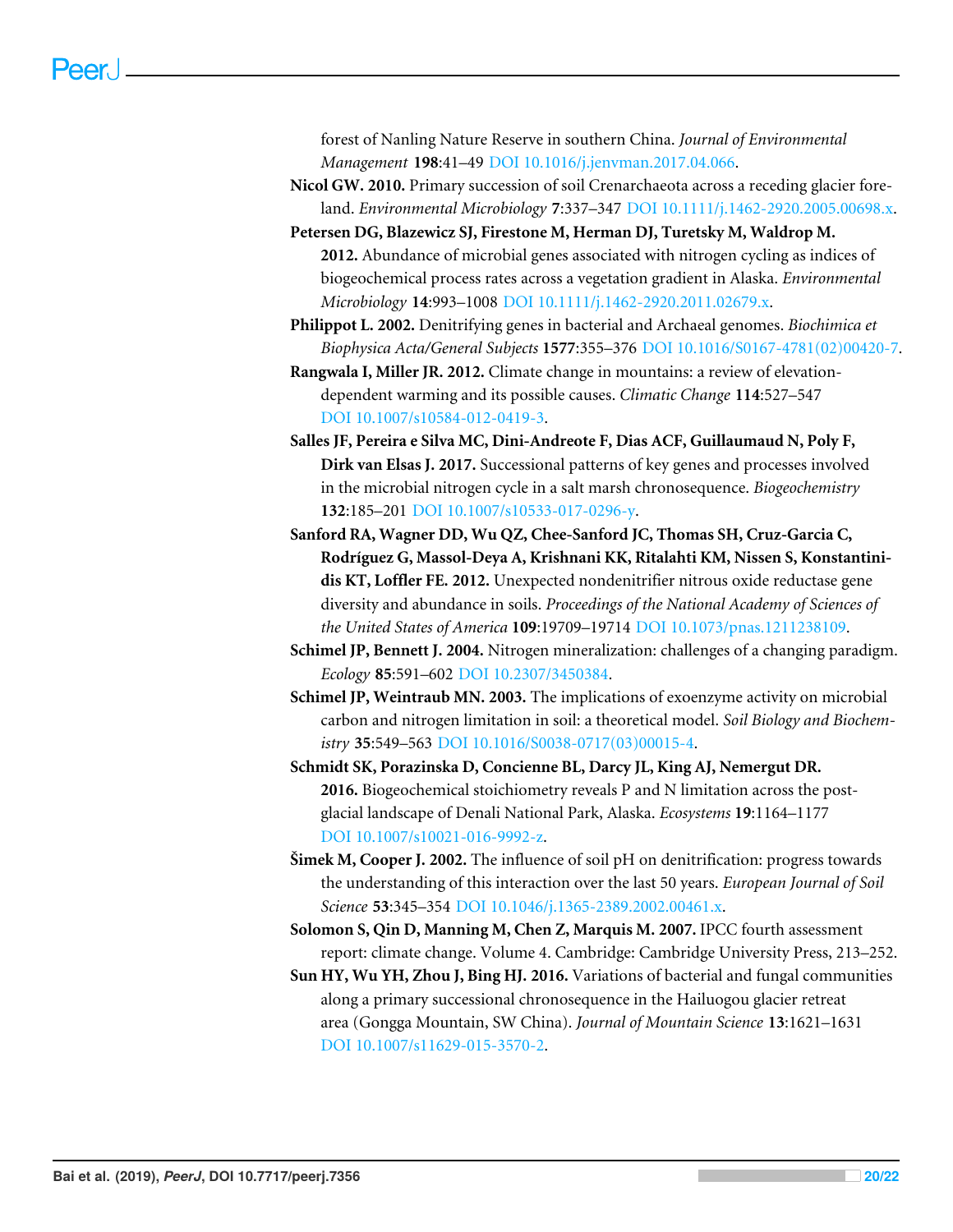forest of Nanling Nature Reserve in southern China. *Journal of Environmental Management* **198**:41–49 DOI 10.1016/j.jenvman.2017.04.066.

**Nicol GW. 2010.** Primary succession of soil Crenarchaeota across a receding glacier foreland. *Environmental Microbiology* **7**:337–347 DOI 10.1111/j.1462-2920.2005.00698.x.

**Petersen DG, Blazewicz SJ, Firestone M, Herman DJ, Turetsky M, Waldrop M. 2012.** Abundance of microbial genes associated with nitrogen cycling as indices of biogeochemical process rates across a vegetation gradient in Alaska. *Environmental Microbiology* **14**:993–1008 DOI 10.1111/j.1462-2920.2011.02679.x.

**Philippot L. 2002.** Denitrifying genes in bacterial and Archaeal genomes. *Biochimica et Biophysica Acta/General Subjects* **1577**:355–376 DOI 10.1016/S0167-4781(02)00420-7.

**Rangwala I, Miller JR. 2012.** Climate change in mountains: a review of elevation-dependent warming and its possible causes. *Climatic Change* **114**:527–547 DOI 10.1007/s10584-012-0419-3.

**Salles JF, Pereira e Silva MC, Dini-Andreote F, Dias ACF, Guillaumaud N, Poly F, Dirk van Elsas J. 2017.** Successional patterns of key genes and processes involved in the microbial nitrogen cycle in a salt marsh chronosequence. *Biogeochemistry* **132**:185–201 DOI 10.1007/s10533-017-0296-y.

**Sanford RA, Wagner DD, Wu QZ, Chee-Sanford JC, Thomas SH, Cruz-Garcia C, Rodríguez G, Massol-Deya A, Krishnani KK, Ritalahti KM, Nissen S, Konstantinidis KT, Loffler FE. 2012.** Unexpected nondenitrifier nitrous oxide reductase gene diversity and abundance in soils. *Proceedings of the National Academy of Sciences of the United States of America* **109**:19709–19714 DOI 10.1073/pnas.1211238109.

**Schimel JP, Bennett J. 2004.** Nitrogen mineralization: challenges of a changing paradigm. *Ecology* **85**:591–602 DOI 10.2307/3450384.

**Schimel JP, Weintraub MN. 2003.** The implications of exoenzyme activity on microbial carbon and nitrogen limitation in soil: a theoretical model. *Soil Biology and Biochemistry* **35**:549–563 DOI 10.1016/S0038-0717(03)00015-4.

**Schmidt SK, Porazinska D, Concienne BL, Darcy JL, King AJ, Nemergut DR. 2016.** Biogeochemical stoichiometry reveals P and N limitation across the post-glacial landscape of Denali National Park, Alaska. *Ecosystems* **19**:1164–1177 DOI 10.1007/s10021-016-9992-z.

**Šimek M, Cooper J. 2002.** The influence of soil pH on denitrification: progress towards the understanding of this interaction over the last 50 years. *European Journal of Soil Science* **53**:345–354 DOI 10.1046/j.1365-2389.2002.00461.x.

**Solomon S, Qin D, Manning M, Chen Z, Marquis M. 2007.** IPCC fourth assessment report: climate change. Volume 4. Cambridge: Cambridge University Press, 213–252.

**Sun HY, Wu YH, Zhou J, Bing HJ. 2016.** Variations of bacterial and fungal communities along a primary successional chronosequence in the Hailuogou glacier retreat area (Gongga Mountain, SW China). *Journal of Mountain Science* **13**:1621–1631 DOI 10.1007/s11629-015-3570-2.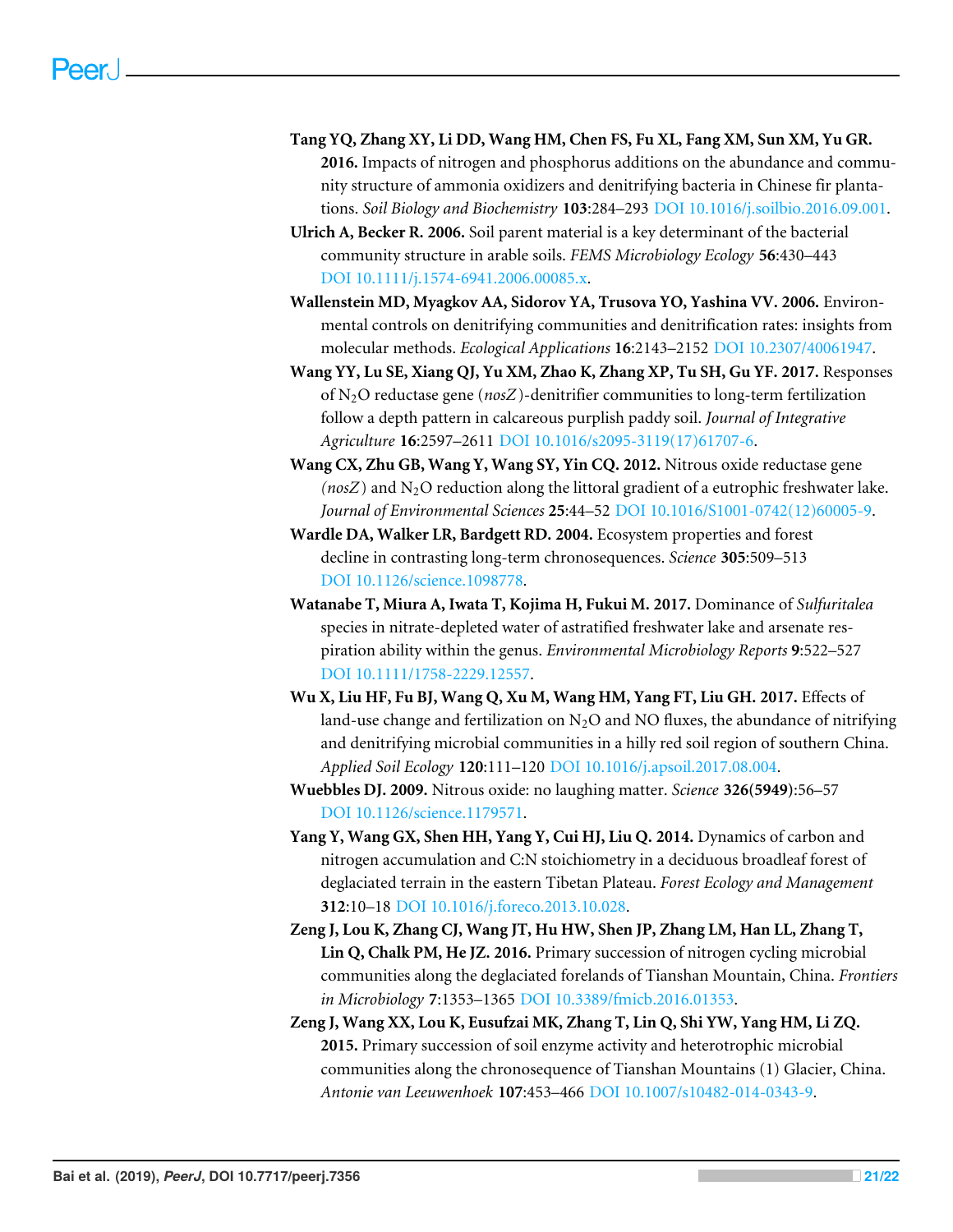**Tang YQ, Zhang XY, Li DD, Wang HM, Chen FS, Fu XL, Fang XM, Sun XM, Yu GR. 2016.** Impacts of nitrogen and phosphorus additions on the abundance and community structure of ammonia oxidizers and denitrifying bacteria in Chinese fir plantations. *Soil Biology and Biochemistry* **103**:284–293 DOI 10.1016/j.soilbio.2016.09.001.

**Ulrich A, Becker R. 2006.** Soil parent material is a key determinant of the bacterial community structure in arable soils. *FEMS Microbiology Ecology* **56**:430–443 DOI 10.1111/j.1574-6941.2006.00085.x.

**Wallenstein MD, Myagkov AA, Sidorov YA, Trusova YO, Yashina VV. 2006.** Environmental controls on denitrifying communities and denitrification rates: insights from molecular methods. *Ecological Applications* **16**:2143–2152 DOI 10.2307/40061947.

**Wang YY, Lu SE, Xiang QJ, Yu XM, Zhao K, Zhang XP, Tu SH, Gu YF. 2017.** Responses of $N_2O$ reductase gene (*nosZ*)-denitrifier communities to long-term fertilization follow a depth pattern in calcareous purplish paddy soil. *Journal of Integrative Agriculture* **16**:2597–2611 DOI 10.1016/s2095-3119(17)61707-6.

**Wang CX, Zhu GB, Wang Y, Wang SY, Yin CQ. 2012.** Nitrous oxide reductase gene (*nosZ*) and $N_2O$ reduction along the littoral gradient of a eutrophic freshwater lake. *Journal of Environmental Sciences* **25**:44–52 DOI 10.1016/S1001-0742(12)60005-9.

**Wardle DA, Walker LR, Bardgett RD. 2004.** Ecosystem properties and forest decline in contrasting long-term chronosequences. *Science* **305**:509–513 DOI 10.1126/science.1098778.

**Watanabe T, Miura A, Iwata T, Kojima H, Fukui M. 2017.** Dominance of *Sulfuritalea* species in nitrate-depleted water of astratified freshwater lake and arsenate respiration ability within the genus. *Environmental Microbiology Reports* **9**:522–527 DOI 10.1111/1758-2229.12557.

**Wu X, Liu HF, Fu BJ, Wang Q, Xu M, Wang HM, Yang FT, Liu GH. 2017.** Effects of land-use change and fertilization on $N_2O$ and NO fluxes, the abundance of nitrifying and denitrifying microbial communities in a hilly red soil region of southern China. *Applied Soil Ecology* **120**:111–120 DOI 10.1016/j.apsoil.2017.08.004.

**Wuebbles DJ. 2009.** Nitrous oxide: no laughing matter. *Science* **326(5949)**:56–57 DOI 10.1126/science.1179571.

**Yang Y, Wang GX, Shen HH, Yang Y, Cui HJ, Liu Q. 2014.** Dynamics of carbon and nitrogen accumulation and C:N stoichiometry in a deciduous broadleaf forest of deglaciated terrain in the eastern Tibetan Plateau. *Forest Ecology and Management* **312**:10–18 DOI 10.1016/j.foreco.2013.10.028.

**Zeng J, Lou K, Zhang CJ, Wang JT, Hu HW, Shen JP, Zhang LM, Han LL, Zhang T, Lin Q, Chalk PM, He JZ. 2016.** Primary succession of nitrogen cycling microbial communities along the deglaciated forelands of Tianshan Mountain, China. *Frontiers in Microbiology* **7**:1353–1365 DOI 10.3389/fmicb.2016.01353.

**Zeng J, Wang XX, Lou K, Eusufzai MK, Zhang T, Lin Q, Shi YW, Yang HM, Li ZQ. 2015.** Primary succession of soil enzyme activity and heterotrophic microbial communities along the chronosequence of Tianshan Mountains (1) Glacier, China. *Antonie van Leeuwenhoek* **107**:453–466 DOI 10.1007/s10482-014-0343-9.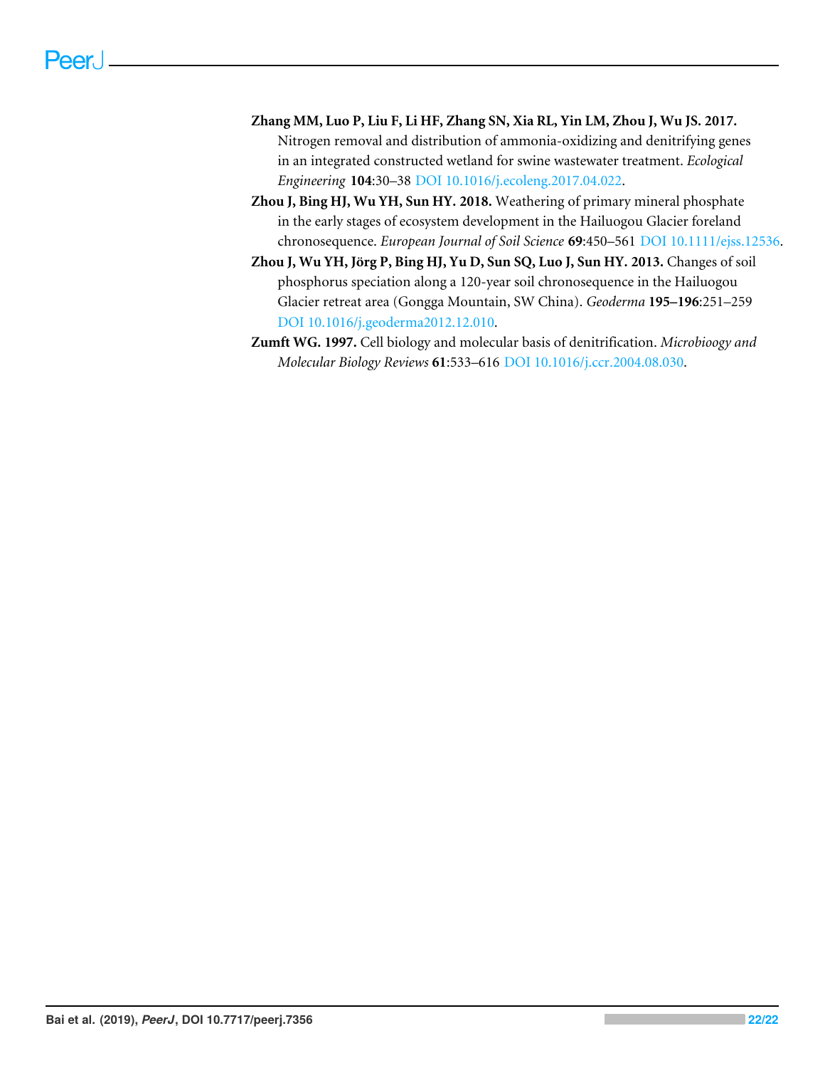**Zhang MM, Luo P, Liu F, Li HF, Zhang SN, Xia RL, Yin LM, Zhou J, Wu JS. 2017.** Nitrogen removal and distribution of ammonia-oxidizing and denitrifying genes in an integrated constructed wetland for swine wastewater treatment. *Ecological Engineering* **104**:30–38 DOI 10.1016/j.ecoleng.2017.04.022.

**Zhou J, Bing HJ, Wu YH, Sun HY. 2018.** Weathering of primary mineral phosphate in the early stages of ecosystem development in the Hailuogou Glacier foreland chronosequence. *European Journal of Soil Science* **69**:450–561 DOI 10.1111/ejss.12536.

**Zhou J, Wu YH, Jörg P, Bing HJ, Yu D, Sun SQ, Luo J, Sun HY. 2013.** Changes of soil phosphorus speciation along a 120-year soil chronosequence in the Hailuogou Glacier retreat area (Gongga Mountain, SW China). *Geoderma* **195–196**:251–259 DOI 10.1016/j.geoderma2012.12.010.

**Zumft WG. 1997.** Cell biology and molecular basis of denitrification. *Microbioogy and Molecular Biology Reviews* **61**:533–616 DOI 10.1016/j.ccr.2004.08.030.